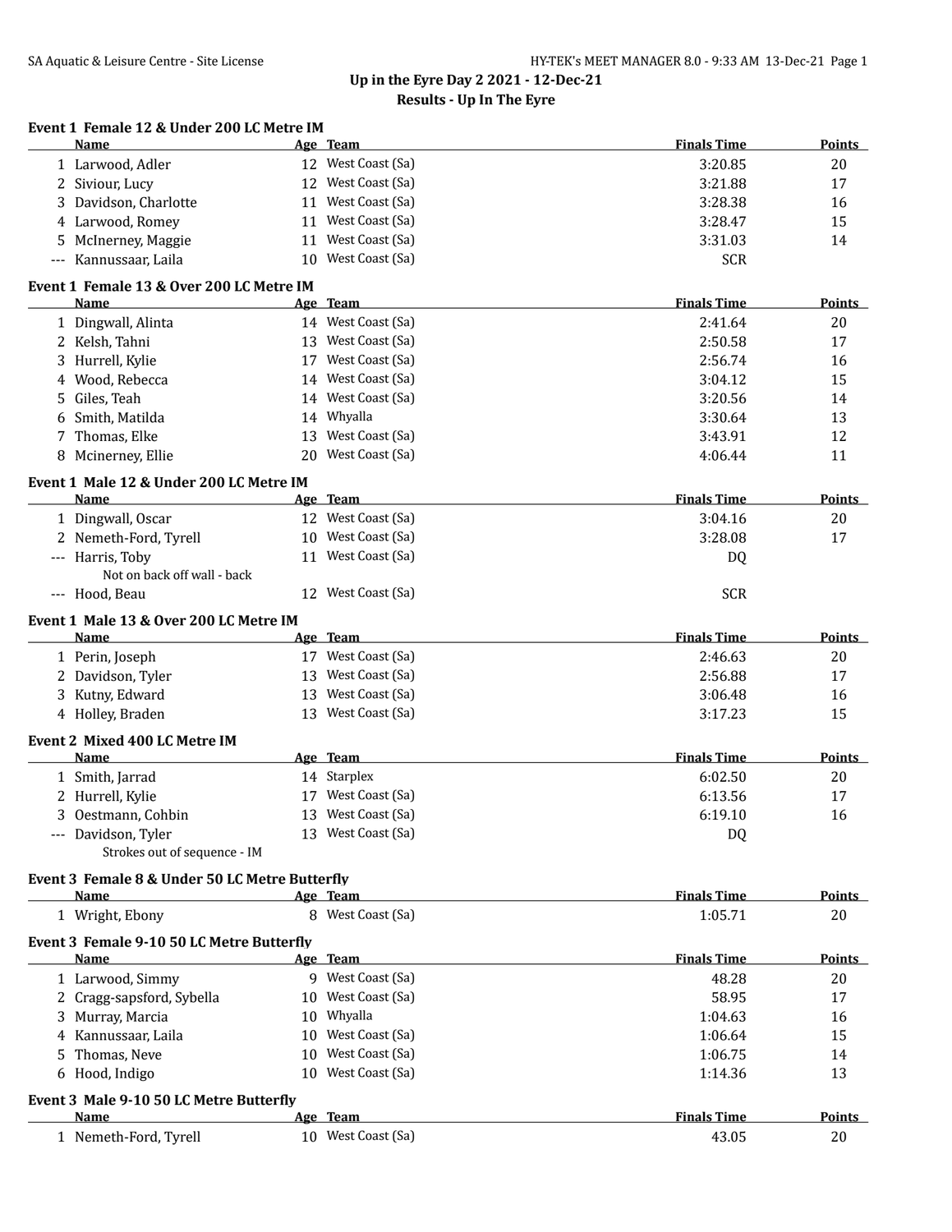# Up in the Eyre Day 2 2021 - 12-Dec-21

## Results - Up In The Eyre

### Event 1 Female 12 & Under 200 LC Metre IM

| | Name | Age | Team | Finals Time | Points |
|---|---|---|---|---|---|
| 1 | Larwood, Adler | 12 | West Coast (Sa) | 3:20.85 | 20 |
| 2 | Siviour, Lucy | 12 | West Coast (Sa) | 3:21.88 | 17 |
| 3 | Davidson, Charlotte | 11 | West Coast (Sa) | 3:28.38 | 16 |
| 4 | Larwood, Romey | 11 | West Coast (Sa) | 3:28.47 | 15 |
| 5 | McInerney, Maggie | 11 | West Coast (Sa) | 3:31.03 | 14 |
| --- | Kannussaar, Laila | 10 | West Coast (Sa) | SCR | |

### Event 1 Female 13 & Over 200 LC Metre IM

| | Name | Age | Team | Finals Time | Points |
|---|---|---|---|---|---|
| 1 | Dingwall, Alinta | 14 | West Coast (Sa) | 2:41.64 | 20 |
| 2 | Kelsh, Tahni | 13 | West Coast (Sa) | 2:50.58 | 17 |
| 3 | Hurrell, Kylie | 17 | West Coast (Sa) | 2:56.74 | 16 |
| 4 | Wood, Rebecca | 14 | West Coast (Sa) | 3:04.12 | 15 |
| 5 | Giles, Teah | 14 | West Coast (Sa) | 3:20.56 | 14 |
| 6 | Smith, Matilda | 14 | Whyalla | 3:30.64 | 13 |
| 7 | Thomas, Elke | 13 | West Coast (Sa) | 3:43.91 | 12 |
| 8 | Mcinerney, Ellie | 20 | West Coast (Sa) | 4:06.44 | 11 |

### Event 1 Male 12 & Under 200 LC Metre IM

| | Name | Age | Team | Finals Time | Points |
|---|---|---|---|---|---|
| 1 | Dingwall, Oscar | 12 | West Coast (Sa) | 3:04.16 | 20 |
| 2 | Nemeth-Ford, Tyrell | 10 | West Coast (Sa) | 3:28.08 | 17 |
| --- | Harris, Toby | 11 | West Coast (Sa) | DQ | |
| | Not on back off wall - back | | | | |
| --- | Hood, Beau | 12 | West Coast (Sa) | SCR | |

### Event 1 Male 13 & Over 200 LC Metre IM

| | Name | Age | Team | Finals Time | Points |
|---|---|---|---|---|---|
| 1 | Perin, Joseph | 17 | West Coast (Sa) | 2:46.63 | 20 |
| 2 | Davidson, Tyler | 13 | West Coast (Sa) | 2:56.88 | 17 |
| 3 | Kutny, Edward | 13 | West Coast (Sa) | 3:06.48 | 16 |
| 4 | Holley, Braden | 13 | West Coast (Sa) | 3:17.23 | 15 |

### Event 2 Mixed 400 LC Metre IM

| | Name | Age | Team | Finals Time | Points |
|---|---|---|---|---|---|
| 1 | Smith, Jarrad | 14 | Starplex | 6:02.50 | 20 |
| 2 | Hurrell, Kylie | 17 | West Coast (Sa) | 6:13.56 | 17 |
| 3 | Oestmann, Cohbin | 13 | West Coast (Sa) | 6:19.10 | 16 |
| --- | Davidson, Tyler | 13 | West Coast (Sa) | DQ | |
| | Strokes out of sequence - IM | | | | |

### Event 3 Female 8 & Under 50 LC Metre Butterfly

| | Name | Age | Team | Finals Time | Points |
|---|---|---|---|---|---|
| 1 | Wright, Ebony | 8 | West Coast (Sa) | 1:05.71 | 20 |

### Event 3 Female 9-10 50 LC Metre Butterfly

| | Name | Age | Team | Finals Time | Points |
|---|---|---|---|---|---|
| 1 | Larwood, Simmy | 9 | West Coast (Sa) | 48.28 | 20 |
| 2 | Cragg-sapsford, Sybella | 10 | West Coast (Sa) | 58.95 | 17 |
| 3 | Murray, Marcia | 10 | Whyalla | 1:04.63 | 16 |
| 4 | Kannussaar, Laila | 10 | West Coast (Sa) | 1:06.64 | 15 |
| 5 | Thomas, Neve | 10 | West Coast (Sa) | 1:06.75 | 14 |
| 6 | Hood, Indigo | 10 | West Coast (Sa) | 1:14.36 | 13 |

### Event 3 Male 9-10 50 LC Metre Butterfly

| | Name | Age | Team | Finals Time | Points |
|---|---|---|---|---|---|
| 1 | Nemeth-Ford, Tyrell | 10 | West Coast (Sa) | 43.05 | 20 |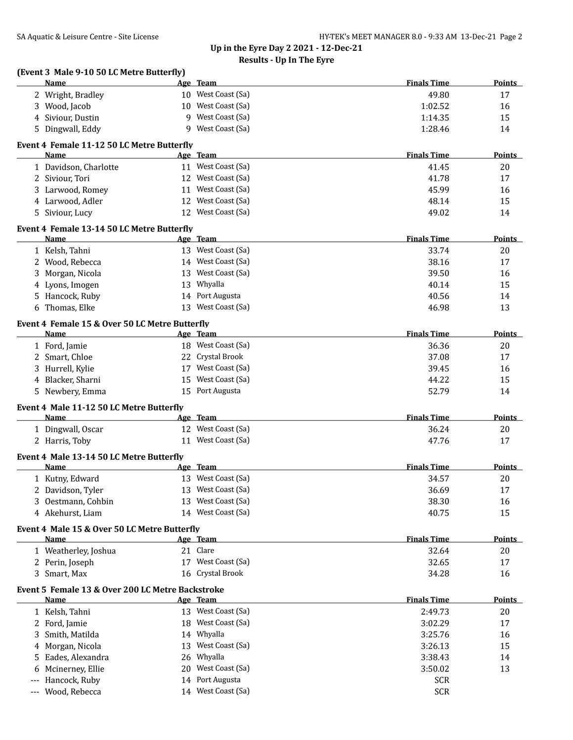## Up in the Eyre Day 2 2021 - 12-Dec-21

### Results - Up In The Eyre

**(Event 3 Male 9-10 50 LC Metre Butterfly)**

| | Name | Age | Team | Finals Time | Points |
|---|---|---|---|---|---|
| 2 | Wright, Bradley | 10 | West Coast (Sa) | 49.80 | 17 |
| 3 | Wood, Jacob | 10 | West Coast (Sa) | 1:02.52 | 16 |
| 4 | Siviour, Dustin | 9 | West Coast (Sa) | 1:14.35 | 15 |
| 5 | Dingwall, Eddy | 9 | West Coast (Sa) | 1:28.46 | 14 |

**Event 4 Female 11-12 50 LC Metre Butterfly**

| | Name | Age | Team | Finals Time | Points |
|---|---|---|---|---|---|
| 1 | Davidson, Charlotte | 11 | West Coast (Sa) | 41.45 | 20 |
| 2 | Siviour, Tori | 12 | West Coast (Sa) | 41.78 | 17 |
| 3 | Larwood, Romey | 11 | West Coast (Sa) | 45.99 | 16 |
| 4 | Larwood, Adler | 12 | West Coast (Sa) | 48.14 | 15 |
| 5 | Siviour, Lucy | 12 | West Coast (Sa) | 49.02 | 14 |

**Event 4 Female 13-14 50 LC Metre Butterfly**

| | Name | Age | Team | Finals Time | Points |
|---|---|---|---|---|---|
| 1 | Kelsh, Tahni | 13 | West Coast (Sa) | 33.74 | 20 |
| 2 | Wood, Rebecca | 14 | West Coast (Sa) | 38.16 | 17 |
| 3 | Morgan, Nicola | 13 | West Coast (Sa) | 39.50 | 16 |
| 4 | Lyons, Imogen | 13 | Whyalla | 40.14 | 15 |
| 5 | Hancock, Ruby | 14 | Port Augusta | 40.56 | 14 |
| 6 | Thomas, Elke | 13 | West Coast (Sa) | 46.98 | 13 |

**Event 4 Female 15 & Over 50 LC Metre Butterfly**

| | Name | Age | Team | Finals Time | Points |
|---|---|---|---|---|---|
| 1 | Ford, Jamie | 18 | West Coast (Sa) | 36.36 | 20 |
| 2 | Smart, Chloe | 22 | Crystal Brook | 37.08 | 17 |
| 3 | Hurrell, Kylie | 17 | West Coast (Sa) | 39.45 | 16 |
| 4 | Blacker, Sharni | 15 | West Coast (Sa) | 44.22 | 15 |
| 5 | Newbery, Emma | 15 | Port Augusta | 52.79 | 14 |

**Event 4 Male 11-12 50 LC Metre Butterfly**

| | Name | Age | Team | Finals Time | Points |
|---|---|---|---|---|---|
| 1 | Dingwall, Oscar | 12 | West Coast (Sa) | 36.24 | 20 |
| 2 | Harris, Toby | 11 | West Coast (Sa) | 47.76 | 17 |

**Event 4 Male 13-14 50 LC Metre Butterfly**

| | Name | Age | Team | Finals Time | Points |
|---|---|---|---|---|---|
| 1 | Kutny, Edward | 13 | West Coast (Sa) | 34.57 | 20 |
| 2 | Davidson, Tyler | 13 | West Coast (Sa) | 36.69 | 17 |
| 3 | Oestmann, Cohbin | 13 | West Coast (Sa) | 38.30 | 16 |
| 4 | Akehurst, Liam | 14 | West Coast (Sa) | 40.75 | 15 |

**Event 4 Male 15 & Over 50 LC Metre Butterfly**

| | Name | Age | Team | Finals Time | Points |
|---|---|---|---|---|---|
| 1 | Weatherley, Joshua | 21 | Clare | 32.64 | 20 |
| 2 | Perin, Joseph | 17 | West Coast (Sa) | 32.65 | 17 |
| 3 | Smart, Max | 16 | Crystal Brook | 34.28 | 16 |

**Event 5 Female 13 & Over 200 LC Metre Backstroke**

| | Name | Age | Team | Finals Time | Points |
|---|---|---|---|---|---|
| 1 | Kelsh, Tahni | 13 | West Coast (Sa) | 2:49.73 | 20 |
| 2 | Ford, Jamie | 18 | West Coast (Sa) | 3:02.29 | 17 |
| 3 | Smith, Matilda | 14 | Whyalla | 3:25.76 | 16 |
| 4 | Morgan, Nicola | 13 | West Coast (Sa) | 3:26.13 | 15 |
| 5 | Eades, Alexandra | 26 | Whyalla | 3:38.43 | 14 |
| 6 | Mcinerney, Ellie | 20 | West Coast (Sa) | 3:50.02 | 13 |
| --- | Hancock, Ruby | 14 | Port Augusta | SCR | |
| --- | Wood, Rebecca | 14 | West Coast (Sa) | SCR | |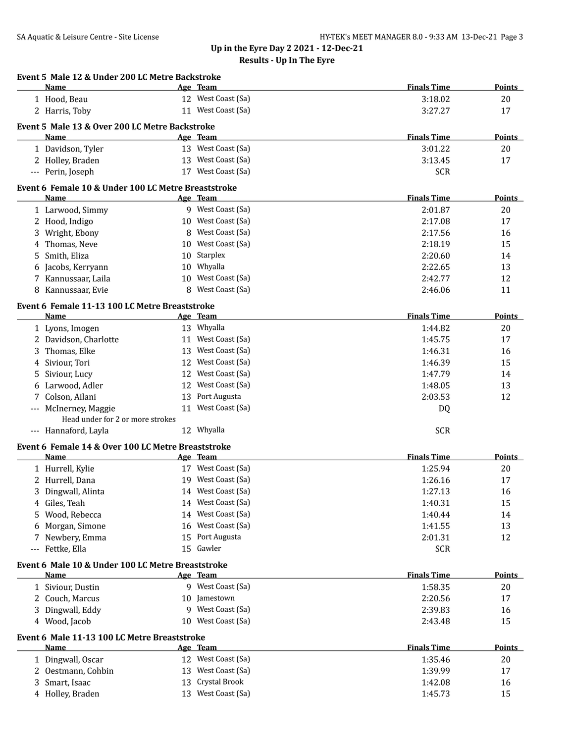## Up in the Eyre Day 2 2021 - 12-Dec-21

### Results - Up In The Eyre

**Event 5 Male 12 & Under 200 LC Metre Backstroke**

| | Name | Age | Team | Finals Time | Points |
|---|---|---|---|---|---|
| 1 | Hood, Beau | 12 | West Coast (Sa) | 3:18.02 | 20 |
| 2 | Harris, Toby | 11 | West Coast (Sa) | 3:27.27 | 17 |

**Event 5 Male 13 & Over 200 LC Metre Backstroke**

| | Name | Age | Team | Finals Time | Points |
|---|---|---|---|---|---|
| 1 | Davidson, Tyler | 13 | West Coast (Sa) | 3:01.22 | 20 |
| 2 | Holley, Braden | 13 | West Coast (Sa) | 3:13.45 | 17 |
| --- | Perin, Joseph | 17 | West Coast (Sa) | SCR | |

**Event 6 Female 10 & Under 100 LC Metre Breaststroke**

| | Name | Age | Team | Finals Time | Points |
|---|---|---|---|---|---|
| 1 | Larwood, Simmy | 9 | West Coast (Sa) | 2:01.87 | 20 |
| 2 | Hood, Indigo | 10 | West Coast (Sa) | 2:17.08 | 17 |
| 3 | Wright, Ebony | 8 | West Coast (Sa) | 2:17.56 | 16 |
| 4 | Thomas, Neve | 10 | West Coast (Sa) | 2:18.19 | 15 |
| 5 | Smith, Eliza | 10 | Starplex | 2:20.60 | 14 |
| 6 | Jacobs, Kerryann | 10 | Whyalla | 2:22.65 | 13 |
| 7 | Kannussaar, Laila | 10 | West Coast (Sa) | 2:42.77 | 12 |
| 8 | Kannussaar, Evie | 8 | West Coast (Sa) | 2:46.06 | 11 |

**Event 6 Female 11-13 100 LC Metre Breaststroke**

| | Name | Age | Team | Finals Time | Points |
|---|---|---|---|---|---|
| 1 | Lyons, Imogen | 13 | Whyalla | 1:44.82 | 20 |
| 2 | Davidson, Charlotte | 11 | West Coast (Sa) | 1:45.75 | 17 |
| 3 | Thomas, Elke | 13 | West Coast (Sa) | 1:46.31 | 16 |
| 4 | Siviour, Tori | 12 | West Coast (Sa) | 1:46.39 | 15 |
| 5 | Siviour, Lucy | 12 | West Coast (Sa) | 1:47.79 | 14 |
| 6 | Larwood, Adler | 12 | West Coast (Sa) | 1:48.05 | 13 |
| 7 | Colson, Ailani | 13 | Port Augusta | 2:03.53 | 12 |
| --- | McInerney, Maggie | 11 | West Coast (Sa) | DQ | |
| | Head under for 2 or more strokes | | | | |
| --- | Hannaford, Layla | 12 | Whyalla | SCR | |

**Event 6 Female 14 & Over 100 LC Metre Breaststroke**

| | Name | Age | Team | Finals Time | Points |
|---|---|---|---|---|---|
| 1 | Hurrell, Kylie | 17 | West Coast (Sa) | 1:25.94 | 20 |
| 2 | Hurrell, Dana | 19 | West Coast (Sa) | 1:26.16 | 17 |
| 3 | Dingwall, Alinta | 14 | West Coast (Sa) | 1:27.13 | 16 |
| 4 | Giles, Teah | 14 | West Coast (Sa) | 1:40.31 | 15 |
| 5 | Wood, Rebecca | 14 | West Coast (Sa) | 1:40.44 | 14 |
| 6 | Morgan, Simone | 16 | West Coast (Sa) | 1:41.55 | 13 |
| 7 | Newbery, Emma | 15 | Port Augusta | 2:01.31 | 12 |
| --- | Fettke, Ella | 15 | Gawler | SCR | |

**Event 6 Male 10 & Under 100 LC Metre Breaststroke**

| | Name | Age | Team | Finals Time | Points |
|---|---|---|---|---|---|
| 1 | Siviour, Dustin | 9 | West Coast (Sa) | 1:58.35 | 20 |
| 2 | Couch, Marcus | 10 | Jamestown | 2:20.56 | 17 |
| 3 | Dingwall, Eddy | 9 | West Coast (Sa) | 2:39.83 | 16 |
| 4 | Wood, Jacob | 10 | West Coast (Sa) | 2:43.48 | 15 |

**Event 6 Male 11-13 100 LC Metre Breaststroke**

| | Name | Age | Team | Finals Time | Points |
|---|---|---|---|---|---|
| 1 | Dingwall, Oscar | 12 | West Coast (Sa) | 1:35.46 | 20 |
| 2 | Oestmann, Cohbin | 13 | West Coast (Sa) | 1:39.99 | 17 |
| 3 | Smart, Isaac | 13 | Crystal Brook | 1:42.08 | 16 |
| 4 | Holley, Braden | 13 | West Coast (Sa) | 1:45.73 | 15 |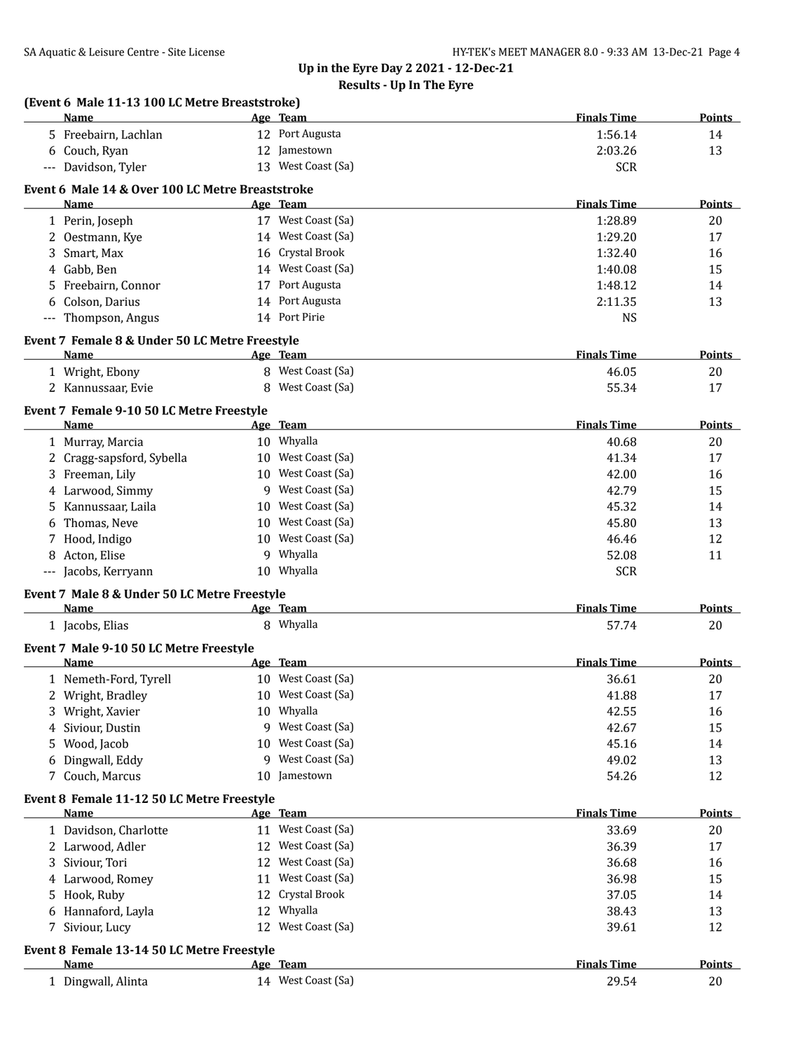## Up in the Eyre Day 2 2021 - 12-Dec-21

### Results - Up In The Eyre

**(Event 6 Male 11-13 100 LC Metre Breaststroke)**

| | Name | Age | Team | Finals Time | Points |
|---|---|---|---|---|---|
| 5 | Freebairn, Lachlan | 12 | Port Augusta | 1:56.14 | 14 |
| 6 | Couch, Ryan | 12 | Jamestown | 2:03.26 | 13 |
| --- | Davidson, Tyler | 13 | West Coast (Sa) | SCR | |

**Event 6 Male 14 & Over 100 LC Metre Breaststroke**

| | Name | Age | Team | Finals Time | Points |
|---|---|---|---|---|---|
| 1 | Perin, Joseph | 17 | West Coast (Sa) | 1:28.89 | 20 |
| 2 | Oestmann, Kye | 14 | West Coast (Sa) | 1:29.20 | 17 |
| 3 | Smart, Max | 16 | Crystal Brook | 1:32.40 | 16 |
| 4 | Gabb, Ben | 14 | West Coast (Sa) | 1:40.08 | 15 |
| 5 | Freebairn, Connor | 17 | Port Augusta | 1:48.12 | 14 |
| 6 | Colson, Darius | 14 | Port Augusta | 2:11.35 | 13 |
| --- | Thompson, Angus | 14 | Port Pirie | NS | |

**Event 7 Female 8 & Under 50 LC Metre Freestyle**

| | Name | Age | Team | Finals Time | Points |
|---|---|---|---|---|---|
| 1 | Wright, Ebony | 8 | West Coast (Sa) | 46.05 | 20 |
| 2 | Kannussaar, Evie | 8 | West Coast (Sa) | 55.34 | 17 |

**Event 7 Female 9-10 50 LC Metre Freestyle**

| | Name | Age | Team | Finals Time | Points |
|---|---|---|---|---|---|
| 1 | Murray, Marcia | 10 | Whyalla | 40.68 | 20 |
| 2 | Cragg-sapsford, Sybella | 10 | West Coast (Sa) | 41.34 | 17 |
| 3 | Freeman, Lily | 10 | West Coast (Sa) | 42.00 | 16 |
| 4 | Larwood, Simmy | 9 | West Coast (Sa) | 42.79 | 15 |
| 5 | Kannussaar, Laila | 10 | West Coast (Sa) | 45.32 | 14 |
| 6 | Thomas, Neve | 10 | West Coast (Sa) | 45.80 | 13 |
| 7 | Hood, Indigo | 10 | West Coast (Sa) | 46.46 | 12 |
| 8 | Acton, Elise | 9 | Whyalla | 52.08 | 11 |
| --- | Jacobs, Kerryann | 10 | Whyalla | SCR | |

**Event 7 Male 8 & Under 50 LC Metre Freestyle**

| | Name | Age | Team | Finals Time | Points |
|---|---|---|---|---|---|
| 1 | Jacobs, Elias | 8 | Whyalla | 57.74 | 20 |

**Event 7 Male 9-10 50 LC Metre Freestyle**

| | Name | Age | Team | Finals Time | Points |
|---|---|---|---|---|---|
| 1 | Nemeth-Ford, Tyrell | 10 | West Coast (Sa) | 36.61 | 20 |
| 2 | Wright, Bradley | 10 | West Coast (Sa) | 41.88 | 17 |
| 3 | Wright, Xavier | 10 | Whyalla | 42.55 | 16 |
| 4 | Siviour, Dustin | 9 | West Coast (Sa) | 42.67 | 15 |
| 5 | Wood, Jacob | 10 | West Coast (Sa) | 45.16 | 14 |
| 6 | Dingwall, Eddy | 9 | West Coast (Sa) | 49.02 | 13 |
| 7 | Couch, Marcus | 10 | Jamestown | 54.26 | 12 |

**Event 8 Female 11-12 50 LC Metre Freestyle**

| | Name | Age | Team | Finals Time | Points |
|---|---|---|---|---|---|
| 1 | Davidson, Charlotte | 11 | West Coast (Sa) | 33.69 | 20 |
| 2 | Larwood, Adler | 12 | West Coast (Sa) | 36.39 | 17 |
| 3 | Siviour, Tori | 12 | West Coast (Sa) | 36.68 | 16 |
| 4 | Larwood, Romey | 11 | West Coast (Sa) | 36.98 | 15 |
| 5 | Hook, Ruby | 12 | Crystal Brook | 37.05 | 14 |
| 6 | Hannaford, Layla | 12 | Whyalla | 38.43 | 13 |
| 7 | Siviour, Lucy | 12 | West Coast (Sa) | 39.61 | 12 |

**Event 8 Female 13-14 50 LC Metre Freestyle**

| | Name | Age | Team | Finals Time | Points |
|---|---|---|---|---|---|
| 1 | Dingwall, Alinta | 14 | West Coast (Sa) | 29.54 | 20 |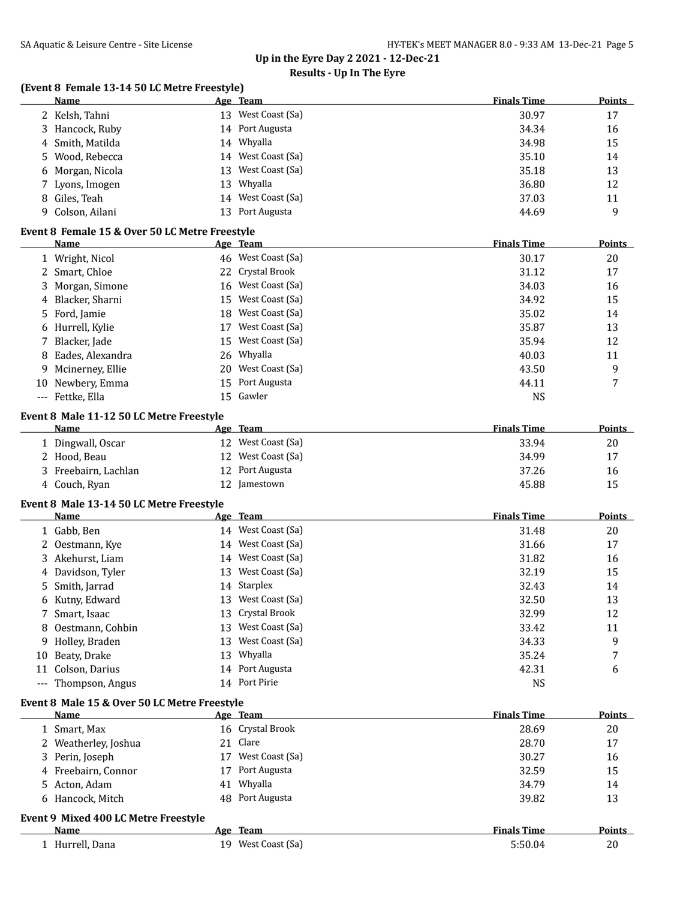## Up in the Eyre Day 2 2021 - 12-Dec-21

### Results - Up In The Eyre

**(Event 8 Female 13-14 50 LC Metre Freestyle)**

| | Name | Age | Team | Finals Time | Points |
|---|---|---|---|---|---|
| 2 | Kelsh, Tahni | 13 | West Coast (Sa) | 30.97 | 17 |
| 3 | Hancock, Ruby | 14 | Port Augusta | 34.34 | 16 |
| 4 | Smith, Matilda | 14 | Whyalla | 34.98 | 15 |
| 5 | Wood, Rebecca | 14 | West Coast (Sa) | 35.10 | 14 |
| 6 | Morgan, Nicola | 13 | West Coast (Sa) | 35.18 | 13 |
| 7 | Lyons, Imogen | 13 | Whyalla | 36.80 | 12 |
| 8 | Giles, Teah | 14 | West Coast (Sa) | 37.03 | 11 |
| 9 | Colson, Ailani | 13 | Port Augusta | 44.69 | 9 |

**Event 8 Female 15 & Over 50 LC Metre Freestyle**

| | Name | Age | Team | Finals Time | Points |
|---|---|---|---|---|---|
| 1 | Wright, Nicol | 46 | West Coast (Sa) | 30.17 | 20 |
| 2 | Smart, Chloe | 22 | Crystal Brook | 31.12 | 17 |
| 3 | Morgan, Simone | 16 | West Coast (Sa) | 34.03 | 16 |
| 4 | Blacker, Sharni | 15 | West Coast (Sa) | 34.92 | 15 |
| 5 | Ford, Jamie | 18 | West Coast (Sa) | 35.02 | 14 |
| 6 | Hurrell, Kylie | 17 | West Coast (Sa) | 35.87 | 13 |
| 7 | Blacker, Jade | 15 | West Coast (Sa) | 35.94 | 12 |
| 8 | Eades, Alexandra | 26 | Whyalla | 40.03 | 11 |
| 9 | Mcinerney, Ellie | 20 | West Coast (Sa) | 43.50 | 9 |
| 10 | Newbery, Emma | 15 | Port Augusta | 44.11 | 7 |
| --- | Fettke, Ella | 15 | Gawler | NS | |

**Event 8 Male 11-12 50 LC Metre Freestyle**

| | Name | Age | Team | Finals Time | Points |
|---|---|---|---|---|---|
| 1 | Dingwall, Oscar | 12 | West Coast (Sa) | 33.94 | 20 |
| 2 | Hood, Beau | 12 | West Coast (Sa) | 34.99 | 17 |
| 3 | Freebairn, Lachlan | 12 | Port Augusta | 37.26 | 16 |
| 4 | Couch, Ryan | 12 | Jamestown | 45.88 | 15 |

**Event 8 Male 13-14 50 LC Metre Freestyle**

| | Name | Age | Team | Finals Time | Points |
|---|---|---|---|---|---|
| 1 | Gabb, Ben | 14 | West Coast (Sa) | 31.48 | 20 |
| 2 | Oestmann, Kye | 14 | West Coast (Sa) | 31.66 | 17 |
| 3 | Akehurst, Liam | 14 | West Coast (Sa) | 31.82 | 16 |
| 4 | Davidson, Tyler | 13 | West Coast (Sa) | 32.19 | 15 |
| 5 | Smith, Jarrad | 14 | Starplex | 32.43 | 14 |
| 6 | Kutny, Edward | 13 | West Coast (Sa) | 32.50 | 13 |
| 7 | Smart, Isaac | 13 | Crystal Brook | 32.99 | 12 |
| 8 | Oestmann, Cohbin | 13 | West Coast (Sa) | 33.42 | 11 |
| 9 | Holley, Braden | 13 | West Coast (Sa) | 34.33 | 9 |
| 10 | Beaty, Drake | 13 | Whyalla | 35.24 | 7 |
| 11 | Colson, Darius | 14 | Port Augusta | 42.31 | 6 |
| --- | Thompson, Angus | 14 | Port Pirie | NS | |

**Event 8 Male 15 & Over 50 LC Metre Freestyle**

| | Name | Age | Team | Finals Time | Points |
|---|---|---|---|---|---|
| 1 | Smart, Max | 16 | Crystal Brook | 28.69 | 20 |
| 2 | Weatherley, Joshua | 21 | Clare | 28.70 | 17 |
| 3 | Perin, Joseph | 17 | West Coast (Sa) | 30.27 | 16 |
| 4 | Freebairn, Connor | 17 | Port Augusta | 32.59 | 15 |
| 5 | Acton, Adam | 41 | Whyalla | 34.79 | 14 |
| 6 | Hancock, Mitch | 48 | Port Augusta | 39.82 | 13 |

**Event 9 Mixed 400 LC Metre Freestyle**

| | Name | Age | Team | Finals Time | Points |
|---|---|---|---|---|---|
| 1 | Hurrell, Dana | 19 | West Coast (Sa) | 5:50.04 | 20 |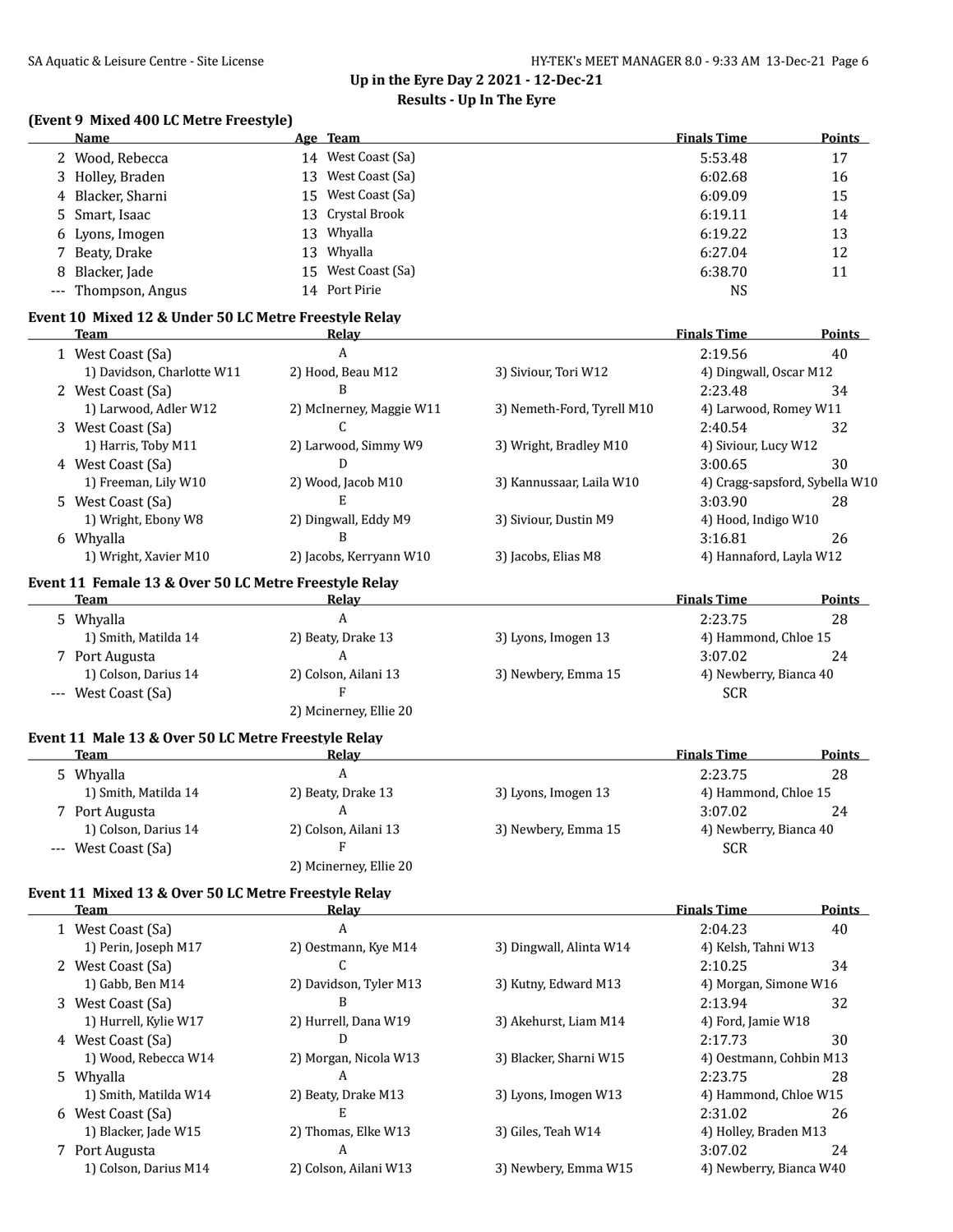## Up in the Eyre Day 2 2021 - 12-Dec-21

### Results - Up In The Eyre

**(Event 9 Mixed 400 LC Metre Freestyle)**

| | Name | Age | Team | Finals Time | Points |
|---|---|---|---|---|---|
| 2 | Wood, Rebecca | 14 | West Coast (Sa) | 5:53.48 | 17 |
| 3 | Holley, Braden | 13 | West Coast (Sa) | 6:02.68 | 16 |
| 4 | Blacker, Sharni | 15 | West Coast (Sa) | 6:09.09 | 15 |
| 5 | Smart, Isaac | 13 | Crystal Brook | 6:19.11 | 14 |
| 6 | Lyons, Imogen | 13 | Whyalla | 6:19.22 | 13 |
| 7 | Beaty, Drake | 13 | Whyalla | 6:27.04 | 12 |
| 8 | Blacker, Jade | 15 | West Coast (Sa) | 6:38.70 | 11 |
| --- | Thompson, Angus | 14 | Port Pirie | NS | |

**Event 10 Mixed 12 & Under 50 LC Metre Freestyle Relay**

| | Team | Relay | | | Finals Time | Points |
|---|---|---|---|---|---|---|
| 1 | West Coast (Sa) | A | | | 2:19.56 | 40 |
| | 1) Davidson, Charlotte W11 | 2) Hood, Beau M12 | 3) Siviour, Tori W12 | 4) Dingwall, Oscar M12 | | |
| 2 | West Coast (Sa) | B | | | 2:23.48 | 34 |
| | 1) Larwood, Adler W12 | 2) McInerney, Maggie W11 | 3) Nemeth-Ford, Tyrell M10 | 4) Larwood, Romey W11 | | |
| 3 | West Coast (Sa) | C | | | 2:40.54 | 32 |
| | 1) Harris, Toby M11 | 2) Larwood, Simmy W9 | 3) Wright, Bradley M10 | 4) Siviour, Lucy W12 | | |
| 4 | West Coast (Sa) | D | | | 3:00.65 | 30 |
| | 1) Freeman, Lily W10 | 2) Wood, Jacob M10 | 3) Kannussaar, Laila W10 | 4) Cragg-sapsford, Sybella W10 | | |
| 5 | West Coast (Sa) | E | | | 3:03.90 | 28 |
| | 1) Wright, Ebony W8 | 2) Dingwall, Eddy M9 | 3) Siviour, Dustin M9 | 4) Hood, Indigo W10 | | |
| 6 | Whyalla | B | | | 3:16.81 | 26 |
| | 1) Wright, Xavier M10 | 2) Jacobs, Kerryann W10 | 3) Jacobs, Elias M8 | 4) Hannaford, Layla W12 | | |

**Event 11 Female 13 & Over 50 LC Metre Freestyle Relay**

| | Team | Relay | | | Finals Time | Points |
|---|---|---|---|---|---|---|
| 5 | Whyalla | A | | | 2:23.75 | 28 |
| | 1) Smith, Matilda 14 | 2) Beaty, Drake 13 | 3) Lyons, Imogen 13 | 4) Hammond, Chloe 15 | | |
| 7 | Port Augusta | A | | | 3:07.02 | 24 |
| | 1) Colson, Darius 14 | 2) Colson, Ailani 13 | 3) Newbery, Emma 15 | 4) Newberry, Bianca 40 | | |
| --- | West Coast (Sa) | F | | | SCR | |
| | | 2) Mcinerney, Ellie 20 | | | | |

**Event 11 Male 13 & Over 50 LC Metre Freestyle Relay**

| | Team | Relay | | | Finals Time | Points |
|---|---|---|---|---|---|---|
| 5 | Whyalla | A | | | 2:23.75 | 28 |
| | 1) Smith, Matilda 14 | 2) Beaty, Drake 13 | 3) Lyons, Imogen 13 | 4) Hammond, Chloe 15 | | |
| 7 | Port Augusta | A | | | 3:07.02 | 24 |
| | 1) Colson, Darius 14 | 2) Colson, Ailani 13 | 3) Newbery, Emma 15 | 4) Newberry, Bianca 40 | | |
| --- | West Coast (Sa) | F | | | SCR | |
| | | 2) Mcinerney, Ellie 20 | | | | |

**Event 11 Mixed 13 & Over 50 LC Metre Freestyle Relay**

| | Team | Relay | | | Finals Time | Points |
|---|---|---|---|---|---|---|
| 1 | West Coast (Sa) | A | | | 2:04.23 | 40 |
| | 1) Perin, Joseph M17 | 2) Oestmann, Kye M14 | 3) Dingwall, Alinta W14 | 4) Kelsh, Tahni W13 | | |
| 2 | West Coast (Sa) | C | | | 2:10.25 | 34 |
| | 1) Gabb, Ben M14 | 2) Davidson, Tyler M13 | 3) Kutny, Edward M13 | 4) Morgan, Simone W16 | | |
| 3 | West Coast (Sa) | B | | | 2:13.94 | 32 |
| | 1) Hurrell, Kylie W17 | 2) Hurrell, Dana W19 | 3) Akehurst, Liam M14 | 4) Ford, Jamie W18 | | |
| 4 | West Coast (Sa) | D | | | 2:17.73 | 30 |
| | 1) Wood, Rebecca W14 | 2) Morgan, Nicola W13 | 3) Blacker, Sharni W15 | 4) Oestmann, Cohbin M13 | | |
| 5 | Whyalla | A | | | 2:23.75 | 28 |
| | 1) Smith, Matilda W14 | 2) Beaty, Drake M13 | 3) Lyons, Imogen W13 | 4) Hammond, Chloe W15 | | |
| 6 | West Coast (Sa) | E | | | 2:31.02 | 26 |
| | 1) Blacker, Jade W15 | 2) Thomas, Elke W13 | 3) Giles, Teah W14 | 4) Holley, Braden M13 | | |
| 7 | Port Augusta | A | | | 3:07.02 | 24 |
| | 1) Colson, Darius M14 | 2) Colson, Ailani W13 | 3) Newbery, Emma W15 | 4) Newberry, Bianca W40 | | |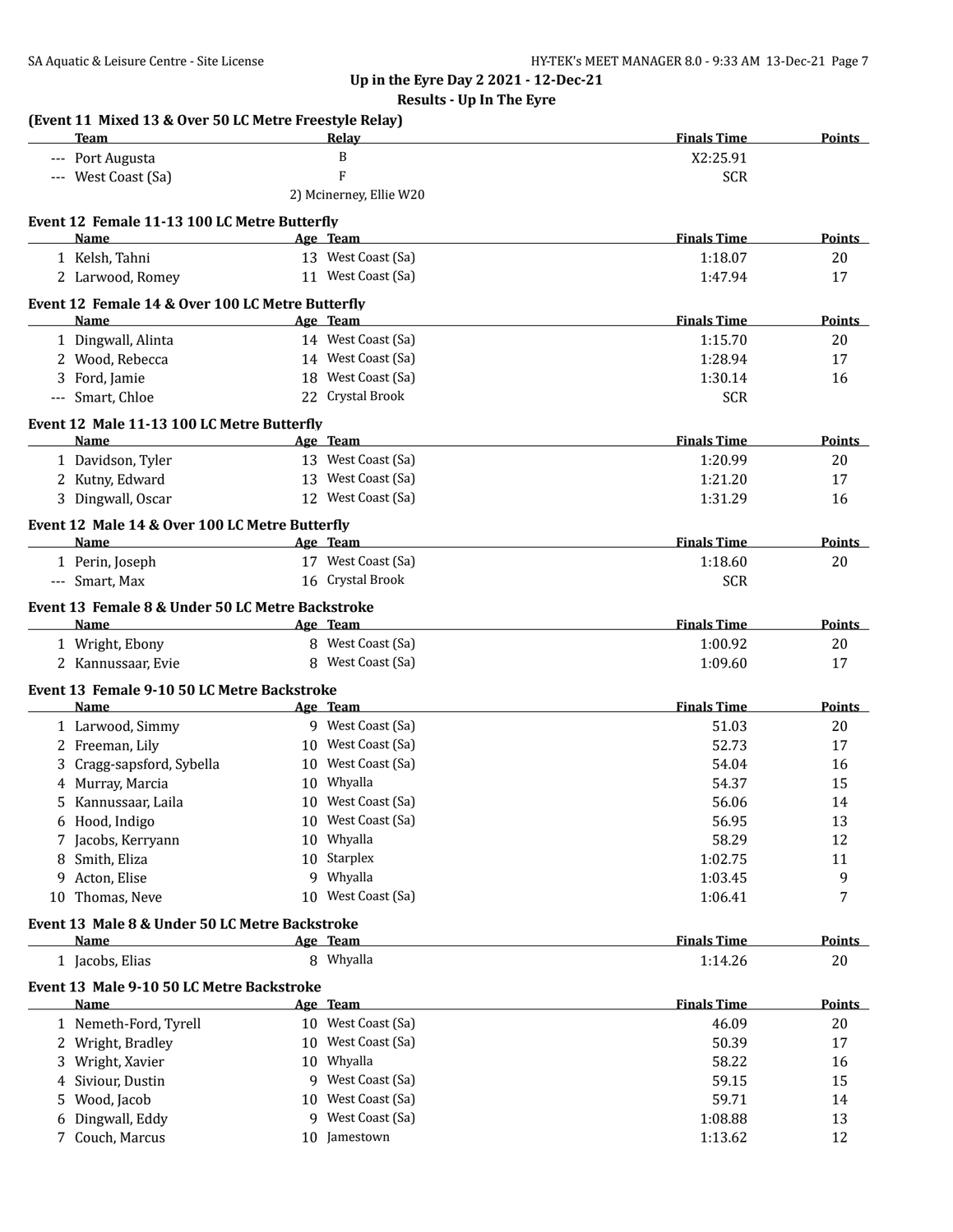## Up in the Eyre Day 2 2021 - 12-Dec-21

### Results - Up In The Eyre

**(Event 11 Mixed 13 & Over 50 LC Metre Freestyle Relay)**

| | Team | Relay | Finals Time | Points |
|---|---|---|---|---|
| --- | Port Augusta | B | X2:25.91 | |
| --- | West Coast (Sa) | F | SCR | |
| | | 2) Mcinerney, Ellie W20 | | |

**Event 12 Female 11-13 100 LC Metre Butterfly**

| | Name | Age | Team | Finals Time | Points |
|---|---|---|---|---|---|
| 1 | Kelsh, Tahni | 13 | West Coast (Sa) | 1:18.07 | 20 |
| 2 | Larwood, Romey | 11 | West Coast (Sa) | 1:47.94 | 17 |

**Event 12 Female 14 & Over 100 LC Metre Butterfly**

| | Name | Age | Team | Finals Time | Points |
|---|---|---|---|---|---|
| 1 | Dingwall, Alinta | 14 | West Coast (Sa) | 1:15.70 | 20 |
| 2 | Wood, Rebecca | 14 | West Coast (Sa) | 1:28.94 | 17 |
| 3 | Ford, Jamie | 18 | West Coast (Sa) | 1:30.14 | 16 |
| --- | Smart, Chloe | 22 | Crystal Brook | SCR | |

**Event 12 Male 11-13 100 LC Metre Butterfly**

| | Name | Age | Team | Finals Time | Points |
|---|---|---|---|---|---|
| 1 | Davidson, Tyler | 13 | West Coast (Sa) | 1:20.99 | 20 |
| 2 | Kutny, Edward | 13 | West Coast (Sa) | 1:21.20 | 17 |
| 3 | Dingwall, Oscar | 12 | West Coast (Sa) | 1:31.29 | 16 |

**Event 12 Male 14 & Over 100 LC Metre Butterfly**

| | Name | Age | Team | Finals Time | Points |
|---|---|---|---|---|---|
| 1 | Perin, Joseph | 17 | West Coast (Sa) | 1:18.60 | 20 |
| --- | Smart, Max | 16 | Crystal Brook | SCR | |

**Event 13 Female 8 & Under 50 LC Metre Backstroke**

| | Name | Age | Team | Finals Time | Points |
|---|---|---|---|---|---|
| 1 | Wright, Ebony | 8 | West Coast (Sa) | 1:00.92 | 20 |
| 2 | Kannussaar, Evie | 8 | West Coast (Sa) | 1:09.60 | 17 |

**Event 13 Female 9-10 50 LC Metre Backstroke**

| | Name | Age | Team | Finals Time | Points |
|---|---|---|---|---|---|
| 1 | Larwood, Simmy | 9 | West Coast (Sa) | 51.03 | 20 |
| 2 | Freeman, Lily | 10 | West Coast (Sa) | 52.73 | 17 |
| 3 | Cragg-sapsford, Sybella | 10 | West Coast (Sa) | 54.04 | 16 |
| 4 | Murray, Marcia | 10 | Whyalla | 54.37 | 15 |
| 5 | Kannussaar, Laila | 10 | West Coast (Sa) | 56.06 | 14 |
| 6 | Hood, Indigo | 10 | West Coast (Sa) | 56.95 | 13 |
| 7 | Jacobs, Kerryann | 10 | Whyalla | 58.29 | 12 |
| 8 | Smith, Eliza | 10 | Starplex | 1:02.75 | 11 |
| 9 | Acton, Elise | 9 | Whyalla | 1:03.45 | 9 |
| 10 | Thomas, Neve | 10 | West Coast (Sa) | 1:06.41 | 7 |

**Event 13 Male 8 & Under 50 LC Metre Backstroke**

| | Name | Age | Team | Finals Time | Points |
|---|---|---|---|---|---|
| 1 | Jacobs, Elias | 8 | Whyalla | 1:14.26 | 20 |

**Event 13 Male 9-10 50 LC Metre Backstroke**

| | Name | Age | Team | Finals Time | Points |
|---|---|---|---|---|---|
| 1 | Nemeth-Ford, Tyrell | 10 | West Coast (Sa) | 46.09 | 20 |
| 2 | Wright, Bradley | 10 | West Coast (Sa) | 50.39 | 17 |
| 3 | Wright, Xavier | 10 | Whyalla | 58.22 | 16 |
| 4 | Siviour, Dustin | 9 | West Coast (Sa) | 59.15 | 15 |
| 5 | Wood, Jacob | 10 | West Coast (Sa) | 59.71 | 14 |
| 6 | Dingwall, Eddy | 9 | West Coast (Sa) | 1:08.88 | 13 |
| 7 | Couch, Marcus | 10 | Jamestown | 1:13.62 | 12 |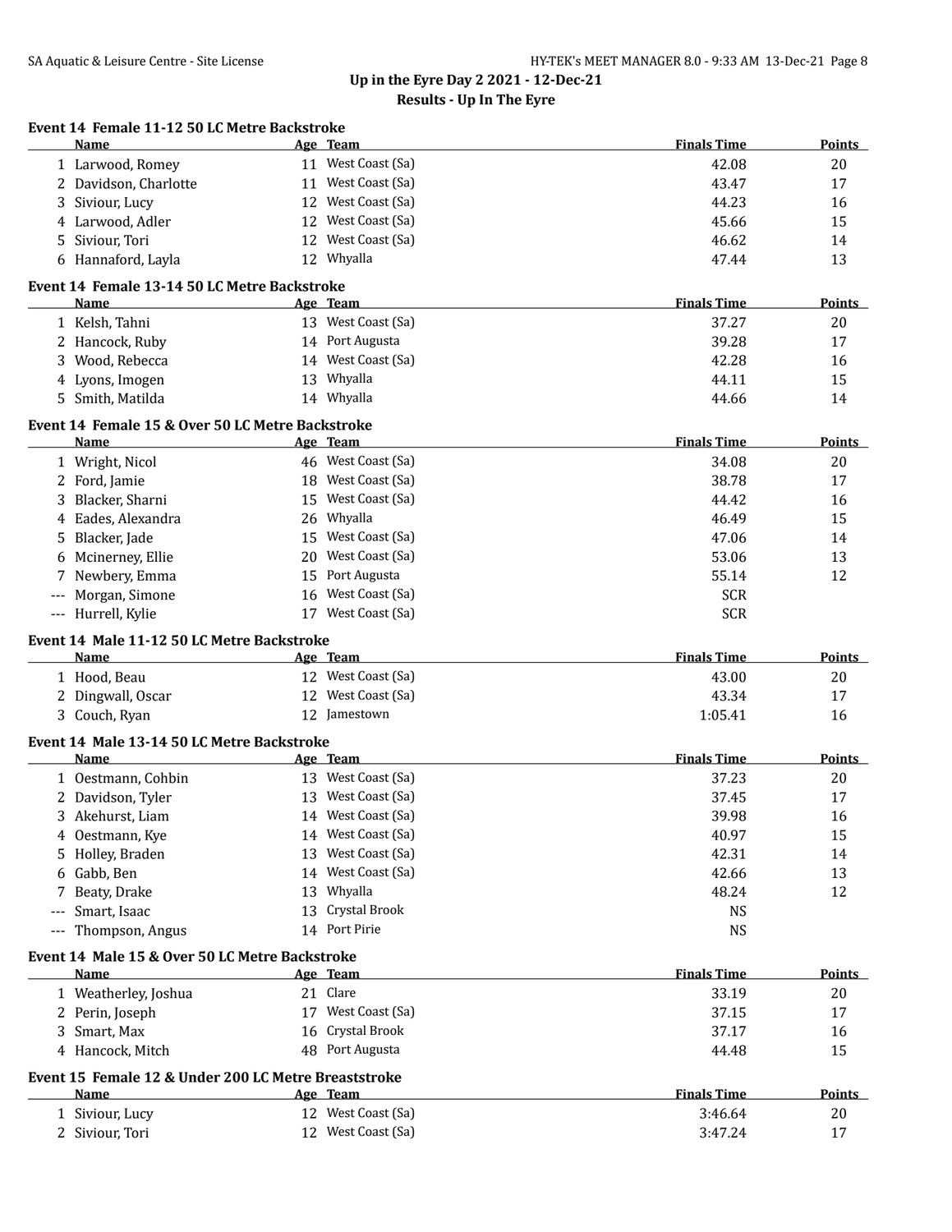## Up in the Eyre Day 2 2021 - 12-Dec-21

### Results - Up In The Eyre

**Event 14 Female 11-12 50 LC Metre Backstroke**

| | Name | Age | Team | Finals Time | Points |
|---|---|---|---|---|---|
| 1 | Larwood, Romey | 11 | West Coast (Sa) | 42.08 | 20 |
| 2 | Davidson, Charlotte | 11 | West Coast (Sa) | 43.47 | 17 |
| 3 | Siviour, Lucy | 12 | West Coast (Sa) | 44.23 | 16 |
| 4 | Larwood, Adler | 12 | West Coast (Sa) | 45.66 | 15 |
| 5 | Siviour, Tori | 12 | West Coast (Sa) | 46.62 | 14 |
| 6 | Hannaford, Layla | 12 | Whyalla | 47.44 | 13 |

**Event 14 Female 13-14 50 LC Metre Backstroke**

| | Name | Age | Team | Finals Time | Points |
|---|---|---|---|---|---|
| 1 | Kelsh, Tahni | 13 | West Coast (Sa) | 37.27 | 20 |
| 2 | Hancock, Ruby | 14 | Port Augusta | 39.28 | 17 |
| 3 | Wood, Rebecca | 14 | West Coast (Sa) | 42.28 | 16 |
| 4 | Lyons, Imogen | 13 | Whyalla | 44.11 | 15 |
| 5 | Smith, Matilda | 14 | Whyalla | 44.66 | 14 |

**Event 14 Female 15 & Over 50 LC Metre Backstroke**

| | Name | Age | Team | Finals Time | Points |
|---|---|---|---|---|---|
| 1 | Wright, Nicol | 46 | West Coast (Sa) | 34.08 | 20 |
| 2 | Ford, Jamie | 18 | West Coast (Sa) | 38.78 | 17 |
| 3 | Blacker, Sharni | 15 | West Coast (Sa) | 44.42 | 16 |
| 4 | Eades, Alexandra | 26 | Whyalla | 46.49 | 15 |
| 5 | Blacker, Jade | 15 | West Coast (Sa) | 47.06 | 14 |
| 6 | Mcinerney, Ellie | 20 | West Coast (Sa) | 53.06 | 13 |
| 7 | Newbery, Emma | 15 | Port Augusta | 55.14 | 12 |
| --- | Morgan, Simone | 16 | West Coast (Sa) | SCR | |
| --- | Hurrell, Kylie | 17 | West Coast (Sa) | SCR | |

**Event 14 Male 11-12 50 LC Metre Backstroke**

| | Name | Age | Team | Finals Time | Points |
|---|---|---|---|---|---|
| 1 | Hood, Beau | 12 | West Coast (Sa) | 43.00 | 20 |
| 2 | Dingwall, Oscar | 12 | West Coast (Sa) | 43.34 | 17 |
| 3 | Couch, Ryan | 12 | Jamestown | 1:05.41 | 16 |

**Event 14 Male 13-14 50 LC Metre Backstroke**

| | Name | Age | Team | Finals Time | Points |
|---|---|---|---|---|---|
| 1 | Oestmann, Cohbin | 13 | West Coast (Sa) | 37.23 | 20 |
| 2 | Davidson, Tyler | 13 | West Coast (Sa) | 37.45 | 17 |
| 3 | Akehurst, Liam | 14 | West Coast (Sa) | 39.98 | 16 |
| 4 | Oestmann, Kye | 14 | West Coast (Sa) | 40.97 | 15 |
| 5 | Holley, Braden | 13 | West Coast (Sa) | 42.31 | 14 |
| 6 | Gabb, Ben | 14 | West Coast (Sa) | 42.66 | 13 |
| 7 | Beaty, Drake | 13 | Whyalla | 48.24 | 12 |
| --- | Smart, Isaac | 13 | Crystal Brook | NS | |
| --- | Thompson, Angus | 14 | Port Pirie | NS | |

**Event 14 Male 15 & Over 50 LC Metre Backstroke**

| | Name | Age | Team | Finals Time | Points |
|---|---|---|---|---|---|
| 1 | Weatherley, Joshua | 21 | Clare | 33.19 | 20 |
| 2 | Perin, Joseph | 17 | West Coast (Sa) | 37.15 | 17 |
| 3 | Smart, Max | 16 | Crystal Brook | 37.17 | 16 |
| 4 | Hancock, Mitch | 48 | Port Augusta | 44.48 | 15 |

**Event 15 Female 12 & Under 200 LC Metre Breaststroke**

| | Name | Age | Team | Finals Time | Points |
|---|---|---|---|---|---|
| 1 | Siviour, Lucy | 12 | West Coast (Sa) | 3:46.64 | 20 |
| 2 | Siviour, Tori | 12 | West Coast (Sa) | 3:47.24 | 17 |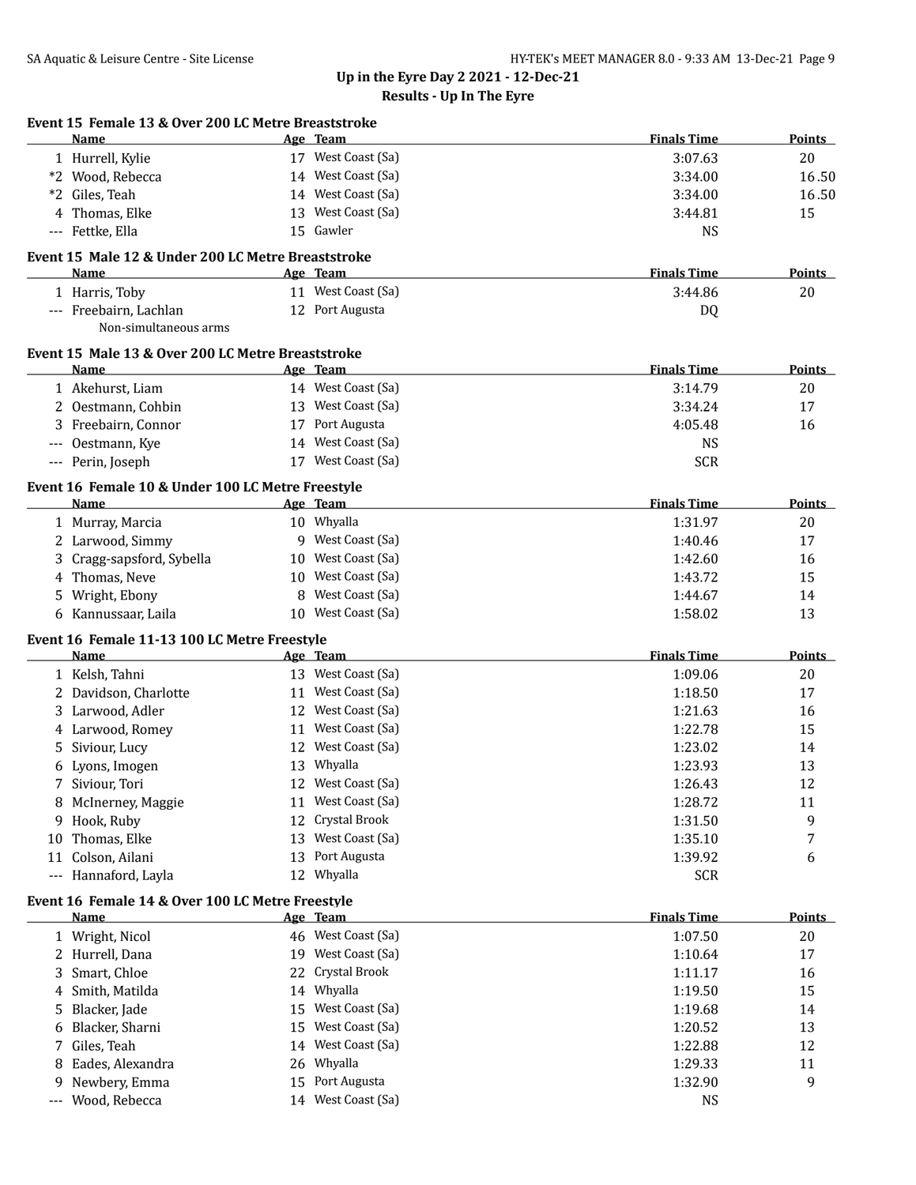## Up in the Eyre Day 2 2021 - 12-Dec-21

## Results - Up In The Eyre

### Event 15 Female 13 & Over 200 LC Metre Breaststroke

| | Name | Age | Team | Finals Time | Points |
|---|---|---|---|---|---|
| 1 | Hurrell, Kylie | 17 | West Coast (Sa) | 3:07.63 | 20 |
| *2 | Wood, Rebecca | 14 | West Coast (Sa) | 3:34.00 | 16.50 |
| *2 | Giles, Teah | 14 | West Coast (Sa) | 3:34.00 | 16.50 |
| 4 | Thomas, Elke | 13 | West Coast (Sa) | 3:44.81 | 15 |
| --- | Fettke, Ella | 15 | Gawler | NS | |

### Event 15 Male 12 & Under 200 LC Metre Breaststroke

| | Name | Age | Team | Finals Time | Points |
|---|---|---|---|---|---|
| 1 | Harris, Toby | 11 | West Coast (Sa) | 3:44.86 | 20 |
| --- | Freebairn, Lachlan | 12 | Port Augusta | DQ | |
| | Non-simultaneous arms | | | | |

### Event 15 Male 13 & Over 200 LC Metre Breaststroke

| | Name | Age | Team | Finals Time | Points |
|---|---|---|---|---|---|
| 1 | Akehurst, Liam | 14 | West Coast (Sa) | 3:14.79 | 20 |
| 2 | Oestmann, Cohbin | 13 | West Coast (Sa) | 3:34.24 | 17 |
| 3 | Freebairn, Connor | 17 | Port Augusta | 4:05.48 | 16 |
| --- | Oestmann, Kye | 14 | West Coast (Sa) | NS | |
| --- | Perin, Joseph | 17 | West Coast (Sa) | SCR | |

### Event 16 Female 10 & Under 100 LC Metre Freestyle

| | Name | Age | Team | Finals Time | Points |
|---|---|---|---|---|---|
| 1 | Murray, Marcia | 10 | Whyalla | 1:31.97 | 20 |
| 2 | Larwood, Simmy | 9 | West Coast (Sa) | 1:40.46 | 17 |
| 3 | Cragg-sapsford, Sybella | 10 | West Coast (Sa) | 1:42.60 | 16 |
| 4 | Thomas, Neve | 10 | West Coast (Sa) | 1:43.72 | 15 |
| 5 | Wright, Ebony | 8 | West Coast (Sa) | 1:44.67 | 14 |
| 6 | Kannussaar, Laila | 10 | West Coast (Sa) | 1:58.02 | 13 |

### Event 16 Female 11-13 100 LC Metre Freestyle

| | Name | Age | Team | Finals Time | Points |
|---|---|---|---|---|---|
| 1 | Kelsh, Tahni | 13 | West Coast (Sa) | 1:09.06 | 20 |
| 2 | Davidson, Charlotte | 11 | West Coast (Sa) | 1:18.50 | 17 |
| 3 | Larwood, Adler | 12 | West Coast (Sa) | 1:21.63 | 16 |
| 4 | Larwood, Romey | 11 | West Coast (Sa) | 1:22.78 | 15 |
| 5 | Siviour, Lucy | 12 | West Coast (Sa) | 1:23.02 | 14 |
| 6 | Lyons, Imogen | 13 | Whyalla | 1:23.93 | 13 |
| 7 | Siviour, Tori | 12 | West Coast (Sa) | 1:26.43 | 12 |
| 8 | McInerney, Maggie | 11 | West Coast (Sa) | 1:28.72 | 11 |
| 9 | Hook, Ruby | 12 | Crystal Brook | 1:31.50 | 9 |
| 10 | Thomas, Elke | 13 | West Coast (Sa) | 1:35.10 | 7 |
| 11 | Colson, Ailani | 13 | Port Augusta | 1:39.92 | 6 |
| --- | Hannaford, Layla | 12 | Whyalla | SCR | |

### Event 16 Female 14 & Over 100 LC Metre Freestyle

| | Name | Age | Team | Finals Time | Points |
|---|---|---|---|---|---|
| 1 | Wright, Nicol | 46 | West Coast (Sa) | 1:07.50 | 20 |
| 2 | Hurrell, Dana | 19 | West Coast (Sa) | 1:10.64 | 17 |
| 3 | Smart, Chloe | 22 | Crystal Brook | 1:11.17 | 16 |
| 4 | Smith, Matilda | 14 | Whyalla | 1:19.50 | 15 |
| 5 | Blacker, Jade | 15 | West Coast (Sa) | 1:19.68 | 14 |
| 6 | Blacker, Sharni | 15 | West Coast (Sa) | 1:20.52 | 13 |
| 7 | Giles, Teah | 14 | West Coast (Sa) | 1:22.88 | 12 |
| 8 | Eades, Alexandra | 26 | Whyalla | 1:29.33 | 11 |
| 9 | Newbery, Emma | 15 | Port Augusta | 1:32.90 | 9 |
| --- | Wood, Rebecca | 14 | West Coast (Sa) | NS | |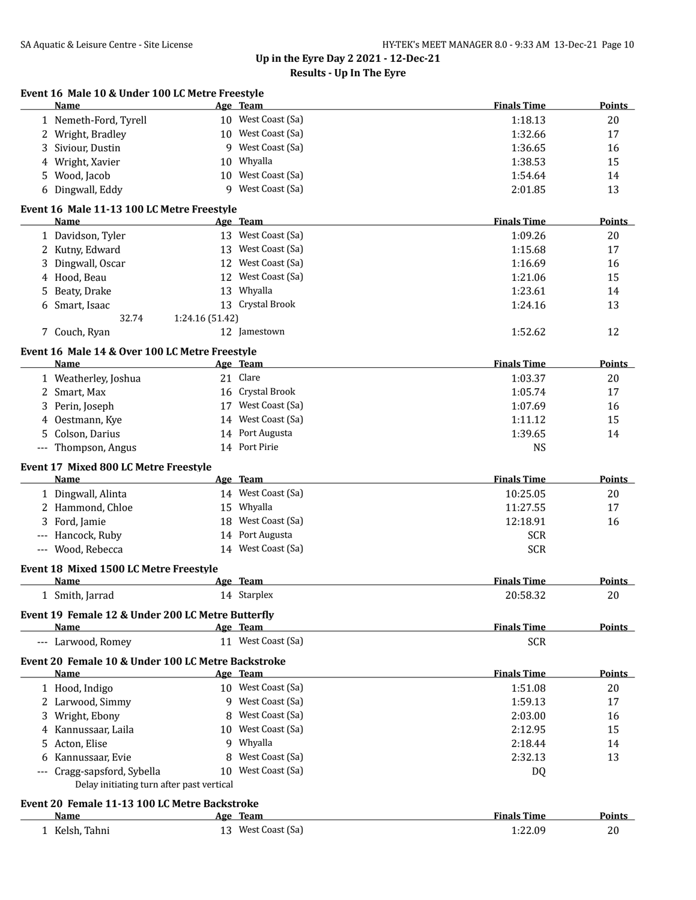## Up in the Eyre Day 2 2021 - 12-Dec-21

### Results - Up In The Eyre

**Event 16 Male 10 & Under 100 LC Metre Freestyle**

| | Name | Age | Team | Finals Time | Points |
|---|---|---|---|---|---|
| 1 | Nemeth-Ford, Tyrell | 10 | West Coast (Sa) | 1:18.13 | 20 |
| 2 | Wright, Bradley | 10 | West Coast (Sa) | 1:32.66 | 17 |
| 3 | Siviour, Dustin | 9 | West Coast (Sa) | 1:36.65 | 16 |
| 4 | Wright, Xavier | 10 | Whyalla | 1:38.53 | 15 |
| 5 | Wood, Jacob | 10 | West Coast (Sa) | 1:54.64 | 14 |
| 6 | Dingwall, Eddy | 9 | West Coast (Sa) | 2:01.85 | 13 |

**Event 16 Male 11-13 100 LC Metre Freestyle**

| | Name | Age | Team | Finals Time | Points |
|---|---|---|---|---|---|
| 1 | Davidson, Tyler | 13 | West Coast (Sa) | 1:09.26 | 20 |
| 2 | Kutny, Edward | 13 | West Coast (Sa) | 1:15.68 | 17 |
| 3 | Dingwall, Oscar | 12 | West Coast (Sa) | 1:16.69 | 16 |
| 4 | Hood, Beau | 12 | West Coast (Sa) | 1:21.06 | 15 |
| 5 | Beaty, Drake | 13 | Whyalla | 1:23.61 | 14 |
| 6 | Smart, Isaac | 13 | Crystal Brook | 1:24.16 | 13 |
| | 32.74 | 1:24.16 (51.42) | | | |
| 7 | Couch, Ryan | 12 | Jamestown | 1:52.62 | 12 |

**Event 16 Male 14 & Over 100 LC Metre Freestyle**

| | Name | Age | Team | Finals Time | Points |
|---|---|---|---|---|---|
| 1 | Weatherley, Joshua | 21 | Clare | 1:03.37 | 20 |
| 2 | Smart, Max | 16 | Crystal Brook | 1:05.74 | 17 |
| 3 | Perin, Joseph | 17 | West Coast (Sa) | 1:07.69 | 16 |
| 4 | Oestmann, Kye | 14 | West Coast (Sa) | 1:11.12 | 15 |
| 5 | Colson, Darius | 14 | Port Augusta | 1:39.65 | 14 |
| --- | Thompson, Angus | 14 | Port Pirie | NS | |

**Event 17 Mixed 800 LC Metre Freestyle**

| | Name | Age | Team | Finals Time | Points |
|---|---|---|---|---|---|
| 1 | Dingwall, Alinta | 14 | West Coast (Sa) | 10:25.05 | 20 |
| 2 | Hammond, Chloe | 15 | Whyalla | 11:27.55 | 17 |
| 3 | Ford, Jamie | 18 | West Coast (Sa) | 12:18.91 | 16 |
| --- | Hancock, Ruby | 14 | Port Augusta | SCR | |
| --- | Wood, Rebecca | 14 | West Coast (Sa) | SCR | |

**Event 18 Mixed 1500 LC Metre Freestyle**

| | Name | Age | Team | Finals Time | Points |
|---|---|---|---|---|---|
| 1 | Smith, Jarrad | 14 | Starplex | 20:58.32 | 20 |

**Event 19 Female 12 & Under 200 LC Metre Butterfly**

| | Name | Age | Team | Finals Time | Points |
|---|---|---|---|---|---|
| --- | Larwood, Romey | 11 | West Coast (Sa) | SCR | |

**Event 20 Female 10 & Under 100 LC Metre Backstroke**

| | Name | Age | Team | Finals Time | Points |
|---|---|---|---|---|---|
| 1 | Hood, Indigo | 10 | West Coast (Sa) | 1:51.08 | 20 |
| 2 | Larwood, Simmy | 9 | West Coast (Sa) | 1:59.13 | 17 |
| 3 | Wright, Ebony | 8 | West Coast (Sa) | 2:03.00 | 16 |
| 4 | Kannussaar, Laila | 10 | West Coast (Sa) | 2:12.95 | 15 |
| 5 | Acton, Elise | 9 | Whyalla | 2:18.44 | 14 |
| 6 | Kannussaar, Evie | 8 | West Coast (Sa) | 2:32.13 | 13 |
| --- | Cragg-sapsford, Sybella | 10 | West Coast (Sa) | DQ | |
| | Delay initiating turn after past vertical | | | | |

**Event 20 Female 11-13 100 LC Metre Backstroke**

| | Name | Age | Team | Finals Time | Points |
|---|---|---|---|---|---|
| 1 | Kelsh, Tahni | 13 | West Coast (Sa) | 1:22.09 | 20 |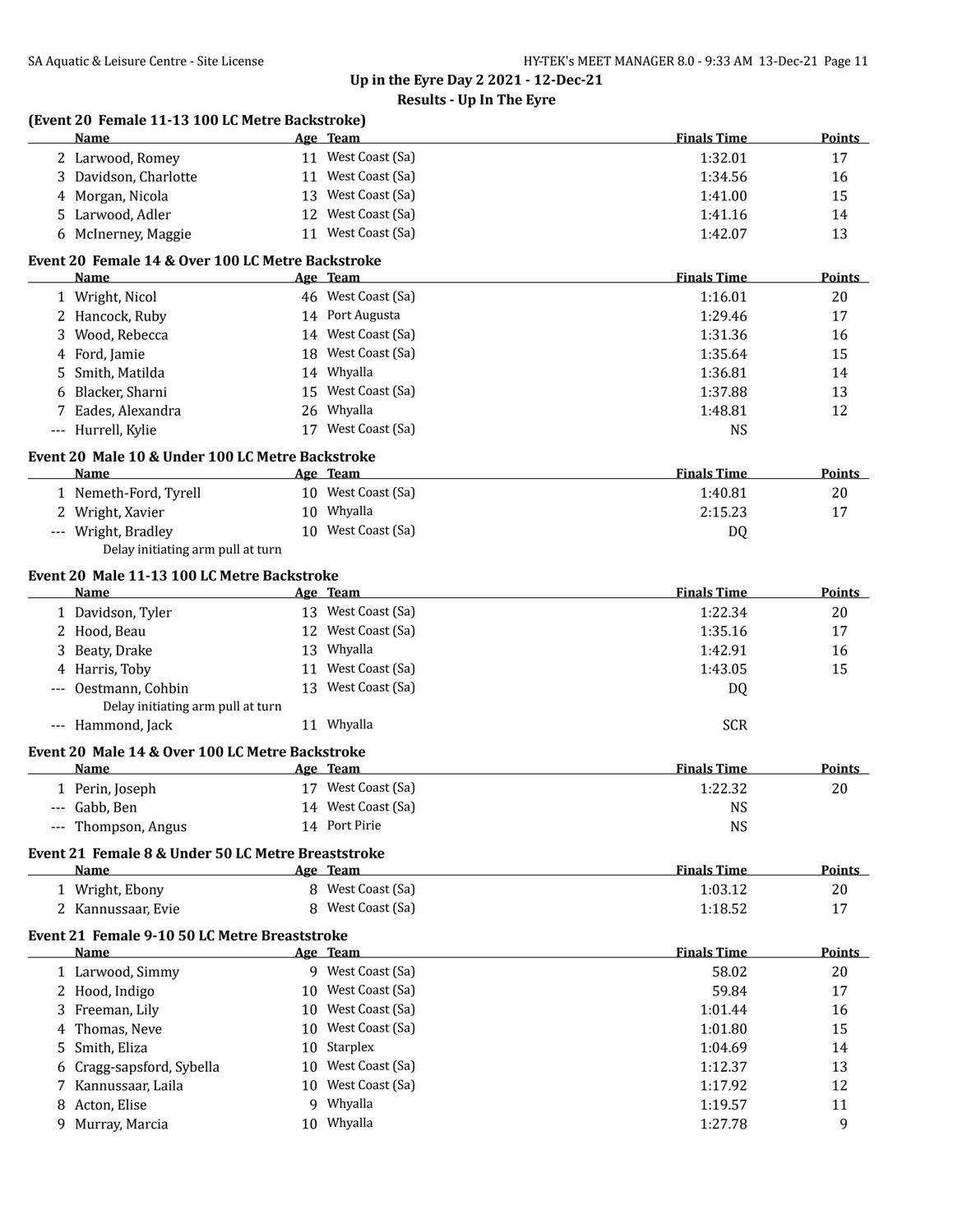## Up in the Eyre Day 2 2021 - 12-Dec-21

### Results - Up In The Eyre

**(Event 20 Female 11-13 100 LC Metre Backstroke)**

| | Name | Age | Team | Finals Time | Points |
|---|---|---|---|---|---|
| 2 | Larwood, Romey | 11 | West Coast (Sa) | 1:32.01 | 17 |
| 3 | Davidson, Charlotte | 11 | West Coast (Sa) | 1:34.56 | 16 |
| 4 | Morgan, Nicola | 13 | West Coast (Sa) | 1:41.00 | 15 |
| 5 | Larwood, Adler | 12 | West Coast (Sa) | 1:41.16 | 14 |
| 6 | McInerney, Maggie | 11 | West Coast (Sa) | 1:42.07 | 13 |

**Event 20 Female 14 & Over 100 LC Metre Backstroke**

| | Name | Age | Team | Finals Time | Points |
|---|---|---|---|---|---|
| 1 | Wright, Nicol | 46 | West Coast (Sa) | 1:16.01 | 20 |
| 2 | Hancock, Ruby | 14 | Port Augusta | 1:29.46 | 17 |
| 3 | Wood, Rebecca | 14 | West Coast (Sa) | 1:31.36 | 16 |
| 4 | Ford, Jamie | 18 | West Coast (Sa) | 1:35.64 | 15 |
| 5 | Smith, Matilda | 14 | Whyalla | 1:36.81 | 14 |
| 6 | Blacker, Sharni | 15 | West Coast (Sa) | 1:37.88 | 13 |
| 7 | Eades, Alexandra | 26 | Whyalla | 1:48.81 | 12 |
| --- | Hurrell, Kylie | 17 | West Coast (Sa) | NS | |

**Event 20 Male 10 & Under 100 LC Metre Backstroke**

| | Name | Age | Team | Finals Time | Points |
|---|---|---|---|---|---|
| 1 | Nemeth-Ford, Tyrell | 10 | West Coast (Sa) | 1:40.81 | 20 |
| 2 | Wright, Xavier | 10 | Whyalla | 2:15.23 | 17 |
| --- | Wright, Bradley | 10 | West Coast (Sa) | DQ | |
| | Delay initiating arm pull at turn | | | | |

**Event 20 Male 11-13 100 LC Metre Backstroke**

| | Name | Age | Team | Finals Time | Points |
|---|---|---|---|---|---|
| 1 | Davidson, Tyler | 13 | West Coast (Sa) | 1:22.34 | 20 |
| 2 | Hood, Beau | 12 | West Coast (Sa) | 1:35.16 | 17 |
| 3 | Beaty, Drake | 13 | Whyalla | 1:42.91 | 16 |
| 4 | Harris, Toby | 11 | West Coast (Sa) | 1:43.05 | 15 |
| --- | Oestmann, Cohbin | 13 | West Coast (Sa) | DQ | |
| | Delay initiating arm pull at turn | | | | |
| --- | Hammond, Jack | 11 | Whyalla | SCR | |

**Event 20 Male 14 & Over 100 LC Metre Backstroke**

| | Name | Age | Team | Finals Time | Points |
|---|---|---|---|---|---|
| 1 | Perin, Joseph | 17 | West Coast (Sa) | 1:22.32 | 20 |
| --- | Gabb, Ben | 14 | West Coast (Sa) | NS | |
| --- | Thompson, Angus | 14 | Port Pirie | NS | |

**Event 21 Female 8 & Under 50 LC Metre Breaststroke**

| | Name | Age | Team | Finals Time | Points |
|---|---|---|---|---|---|
| 1 | Wright, Ebony | 8 | West Coast (Sa) | 1:03.12 | 20 |
| 2 | Kannussaar, Evie | 8 | West Coast (Sa) | 1:18.52 | 17 |

**Event 21 Female 9-10 50 LC Metre Breaststroke**

| | Name | Age | Team | Finals Time | Points |
|---|---|---|---|---|---|
| 1 | Larwood, Simmy | 9 | West Coast (Sa) | 58.02 | 20 |
| 2 | Hood, Indigo | 10 | West Coast (Sa) | 59.84 | 17 |
| 3 | Freeman, Lily | 10 | West Coast (Sa) | 1:01.44 | 16 |
| 4 | Thomas, Neve | 10 | West Coast (Sa) | 1:01.80 | 15 |
| 5 | Smith, Eliza | 10 | Starplex | 1:04.69 | 14 |
| 6 | Cragg-sapsford, Sybella | 10 | West Coast (Sa) | 1:12.37 | 13 |
| 7 | Kannussaar, Laila | 10 | West Coast (Sa) | 1:17.92 | 12 |
| 8 | Acton, Elise | 9 | Whyalla | 1:19.57 | 11 |
| 9 | Murray, Marcia | 10 | Whyalla | 1:27.78 | 9 |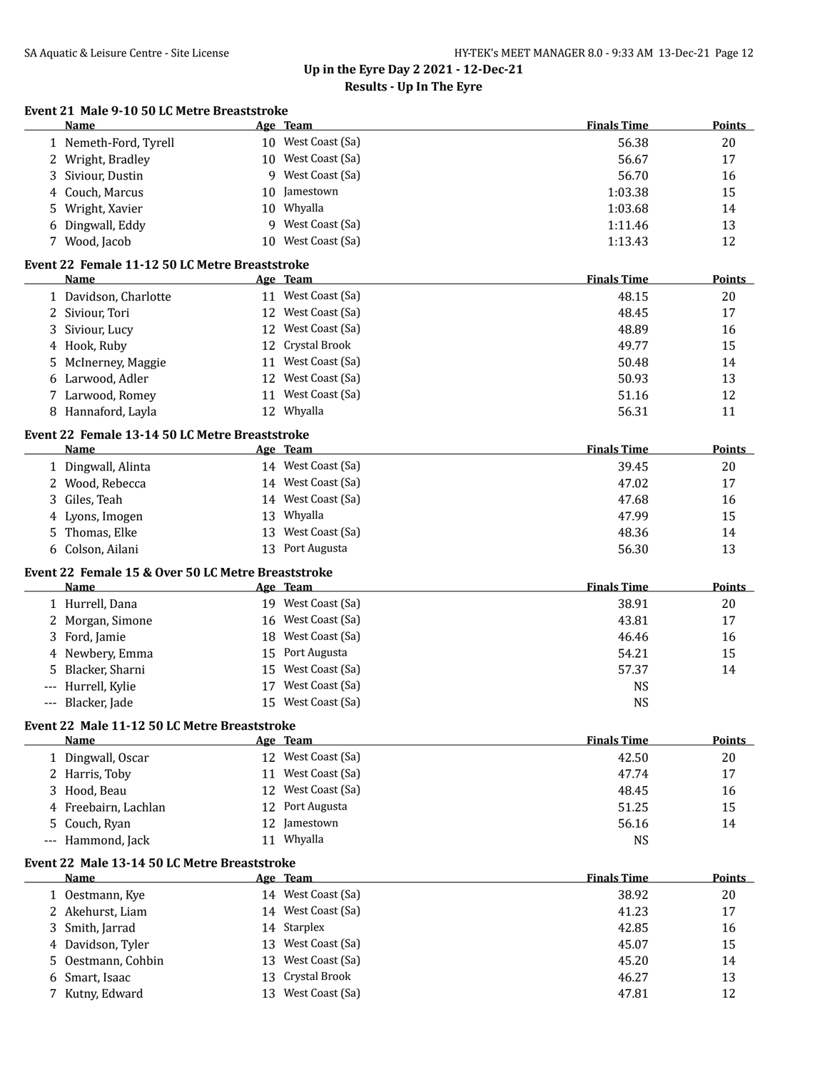## Up in the Eyre Day 2 2021 - 12-Dec-21

### Results - Up In The Eyre

#### Event 21 Male 9-10 50 LC Metre Breaststroke

| | Name | Age | Team | Finals Time | Points |
|---|---|---|---|---|---|
| 1 | Nemeth-Ford, Tyrell | 10 | West Coast (Sa) | 56.38 | 20 |
| 2 | Wright, Bradley | 10 | West Coast (Sa) | 56.67 | 17 |
| 3 | Siviour, Dustin | 9 | West Coast (Sa) | 56.70 | 16 |
| 4 | Couch, Marcus | 10 | Jamestown | 1:03.38 | 15 |
| 5 | Wright, Xavier | 10 | Whyalla | 1:03.68 | 14 |
| 6 | Dingwall, Eddy | 9 | West Coast (Sa) | 1:11.46 | 13 |
| 7 | Wood, Jacob | 10 | West Coast (Sa) | 1:13.43 | 12 |

#### Event 22 Female 11-12 50 LC Metre Breaststroke

| | Name | Age | Team | Finals Time | Points |
|---|---|---|---|---|---|
| 1 | Davidson, Charlotte | 11 | West Coast (Sa) | 48.15 | 20 |
| 2 | Siviour, Tori | 12 | West Coast (Sa) | 48.45 | 17 |
| 3 | Siviour, Lucy | 12 | West Coast (Sa) | 48.89 | 16 |
| 4 | Hook, Ruby | 12 | Crystal Brook | 49.77 | 15 |
| 5 | McInerney, Maggie | 11 | West Coast (Sa) | 50.48 | 14 |
| 6 | Larwood, Adler | 12 | West Coast (Sa) | 50.93 | 13 |
| 7 | Larwood, Romey | 11 | West Coast (Sa) | 51.16 | 12 |
| 8 | Hannaford, Layla | 12 | Whyalla | 56.31 | 11 |

#### Event 22 Female 13-14 50 LC Metre Breaststroke

| | Name | Age | Team | Finals Time | Points |
|---|---|---|---|---|---|
| 1 | Dingwall, Alinta | 14 | West Coast (Sa) | 39.45 | 20 |
| 2 | Wood, Rebecca | 14 | West Coast (Sa) | 47.02 | 17 |
| 3 | Giles, Teah | 14 | West Coast (Sa) | 47.68 | 16 |
| 4 | Lyons, Imogen | 13 | Whyalla | 47.99 | 15 |
| 5 | Thomas, Elke | 13 | West Coast (Sa) | 48.36 | 14 |
| 6 | Colson, Ailani | 13 | Port Augusta | 56.30 | 13 |

#### Event 22 Female 15 & Over 50 LC Metre Breaststroke

| | Name | Age | Team | Finals Time | Points |
|---|---|---|---|---|---|
| 1 | Hurrell, Dana | 19 | West Coast (Sa) | 38.91 | 20 |
| 2 | Morgan, Simone | 16 | West Coast (Sa) | 43.81 | 17 |
| 3 | Ford, Jamie | 18 | West Coast (Sa) | 46.46 | 16 |
| 4 | Newbery, Emma | 15 | Port Augusta | 54.21 | 15 |
| 5 | Blacker, Sharni | 15 | West Coast (Sa) | 57.37 | 14 |
| --- | Hurrell, Kylie | 17 | West Coast (Sa) | NS | |
| --- | Blacker, Jade | 15 | West Coast (Sa) | NS | |

#### Event 22 Male 11-12 50 LC Metre Breaststroke

| | Name | Age | Team | Finals Time | Points |
|---|---|---|---|---|---|
| 1 | Dingwall, Oscar | 12 | West Coast (Sa) | 42.50 | 20 |
| 2 | Harris, Toby | 11 | West Coast (Sa) | 47.74 | 17 |
| 3 | Hood, Beau | 12 | West Coast (Sa) | 48.45 | 16 |
| 4 | Freebairn, Lachlan | 12 | Port Augusta | 51.25 | 15 |
| 5 | Couch, Ryan | 12 | Jamestown | 56.16 | 14 |
| --- | Hammond, Jack | 11 | Whyalla | NS | |

#### Event 22 Male 13-14 50 LC Metre Breaststroke

| | Name | Age | Team | Finals Time | Points |
|---|---|---|---|---|---|
| 1 | Oestmann, Kye | 14 | West Coast (Sa) | 38.92 | 20 |
| 2 | Akehurst, Liam | 14 | West Coast (Sa) | 41.23 | 17 |
| 3 | Smith, Jarrad | 14 | Starplex | 42.85 | 16 |
| 4 | Davidson, Tyler | 13 | West Coast (Sa) | 45.07 | 15 |
| 5 | Oestmann, Cohbin | 13 | West Coast (Sa) | 45.20 | 14 |
| 6 | Smart, Isaac | 13 | Crystal Brook | 46.27 | 13 |
| 7 | Kutny, Edward | 13 | West Coast (Sa) | 47.81 | 12 |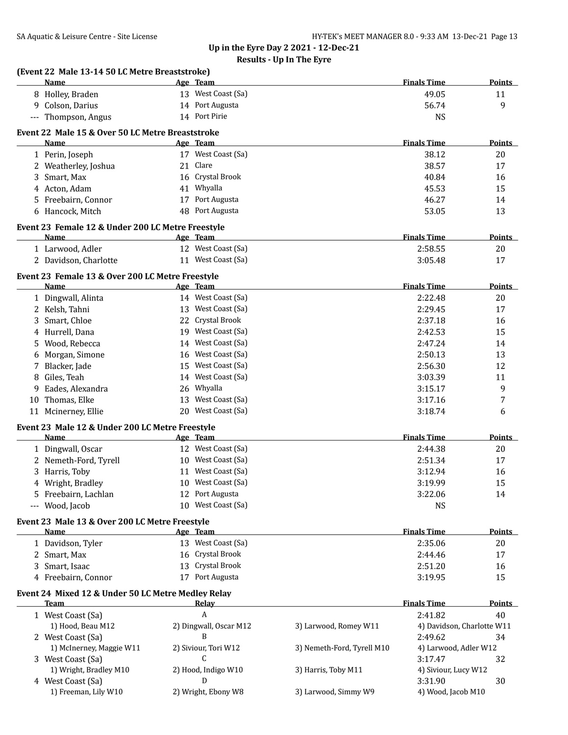## Up in the Eyre Day 2 2021 - 12-Dec-21

### Results - Up In The Eyre

**(Event 22 Male 13-14 50 LC Metre Breaststroke)**

| | Name | Age | Team | Finals Time | Points |
|---|---|---|---|---|---|
| 8 | Holley, Braden | 13 | West Coast (Sa) | 49.05 | 11 |
| 9 | Colson, Darius | 14 | Port Augusta | 56.74 | 9 |
| --- | Thompson, Angus | 14 | Port Pirie | NS | |

**Event 22 Male 15 & Over 50 LC Metre Breaststroke**

| | Name | Age | Team | Finals Time | Points |
|---|---|---|---|---|---|
| 1 | Perin, Joseph | 17 | West Coast (Sa) | 38.12 | 20 |
| 2 | Weatherley, Joshua | 21 | Clare | 38.57 | 17 |
| 3 | Smart, Max | 16 | Crystal Brook | 40.84 | 16 |
| 4 | Acton, Adam | 41 | Whyalla | 45.53 | 15 |
| 5 | Freebairn, Connor | 17 | Port Augusta | 46.27 | 14 |
| 6 | Hancock, Mitch | 48 | Port Augusta | 53.05 | 13 |

**Event 23 Female 12 & Under 200 LC Metre Freestyle**

| | Name | Age | Team | Finals Time | Points |
|---|---|---|---|---|---|
| 1 | Larwood, Adler | 12 | West Coast (Sa) | 2:58.55 | 20 |
| 2 | Davidson, Charlotte | 11 | West Coast (Sa) | 3:05.48 | 17 |

**Event 23 Female 13 & Over 200 LC Metre Freestyle**

| | Name | Age | Team | Finals Time | Points |
|---|---|---|---|---|---|
| 1 | Dingwall, Alinta | 14 | West Coast (Sa) | 2:22.48 | 20 |
| 2 | Kelsh, Tahni | 13 | West Coast (Sa) | 2:29.45 | 17 |
| 3 | Smart, Chloe | 22 | Crystal Brook | 2:37.18 | 16 |
| 4 | Hurrell, Dana | 19 | West Coast (Sa) | 2:42.53 | 15 |
| 5 | Wood, Rebecca | 14 | West Coast (Sa) | 2:47.24 | 14 |
| 6 | Morgan, Simone | 16 | West Coast (Sa) | 2:50.13 | 13 |
| 7 | Blacker, Jade | 15 | West Coast (Sa) | 2:56.30 | 12 |
| 8 | Giles, Teah | 14 | West Coast (Sa) | 3:03.39 | 11 |
| 9 | Eades, Alexandra | 26 | Whyalla | 3:15.17 | 9 |
| 10 | Thomas, Elke | 13 | West Coast (Sa) | 3:17.16 | 7 |
| 11 | Mcinerney, Ellie | 20 | West Coast (Sa) | 3:18.74 | 6 |

**Event 23 Male 12 & Under 200 LC Metre Freestyle**

| | Name | Age | Team | Finals Time | Points |
|---|---|---|---|---|---|
| 1 | Dingwall, Oscar | 12 | West Coast (Sa) | 2:44.38 | 20 |
| 2 | Nemeth-Ford, Tyrell | 10 | West Coast (Sa) | 2:51.34 | 17 |
| 3 | Harris, Toby | 11 | West Coast (Sa) | 3:12.94 | 16 |
| 4 | Wright, Bradley | 10 | West Coast (Sa) | 3:19.99 | 15 |
| 5 | Freebairn, Lachlan | 12 | Port Augusta | 3:22.06 | 14 |
| --- | Wood, Jacob | 10 | West Coast (Sa) | NS | |

**Event 23 Male 13 & Over 200 LC Metre Freestyle**

| | Name | Age | Team | Finals Time | Points |
|---|---|---|---|---|---|
| 1 | Davidson, Tyler | 13 | West Coast (Sa) | 2:35.06 | 20 |
| 2 | Smart, Max | 16 | Crystal Brook | 2:44.46 | 17 |
| 3 | Smart, Isaac | 13 | Crystal Brook | 2:51.20 | 16 |
| 4 | Freebairn, Connor | 17 | Port Augusta | 3:19.95 | 15 |

**Event 24 Mixed 12 & Under 50 LC Metre Medley Relay**

| | Team | Relay | Finals Time | Points |
|---|---|---|---|---|
| 1 | West Coast (Sa) | A | 2:41.82 | 40 |
| | 1) Hood, Beau M12 | 2) Dingwall, Oscar M12 | 3) Larwood, Romey W11 | 4) Davidson, Charlotte W11 |
| 2 | West Coast (Sa) | B | 2:49.62 | 34 |
| | 1) McInerney, Maggie W11 | 2) Siviour, Tori W12 | 3) Nemeth-Ford, Tyrell M10 | 4) Larwood, Adler W12 |
| 3 | West Coast (Sa) | C | 3:17.47 | 32 |
| | 1) Wright, Bradley M10 | 2) Hood, Indigo W10 | 3) Harris, Toby M11 | 4) Siviour, Lucy W12 |
| 4 | West Coast (Sa) | D | 3:31.90 | 30 |
| | 1) Freeman, Lily W10 | 2) Wright, Ebony W8 | 3) Larwood, Simmy W9 | 4) Wood, Jacob M10 |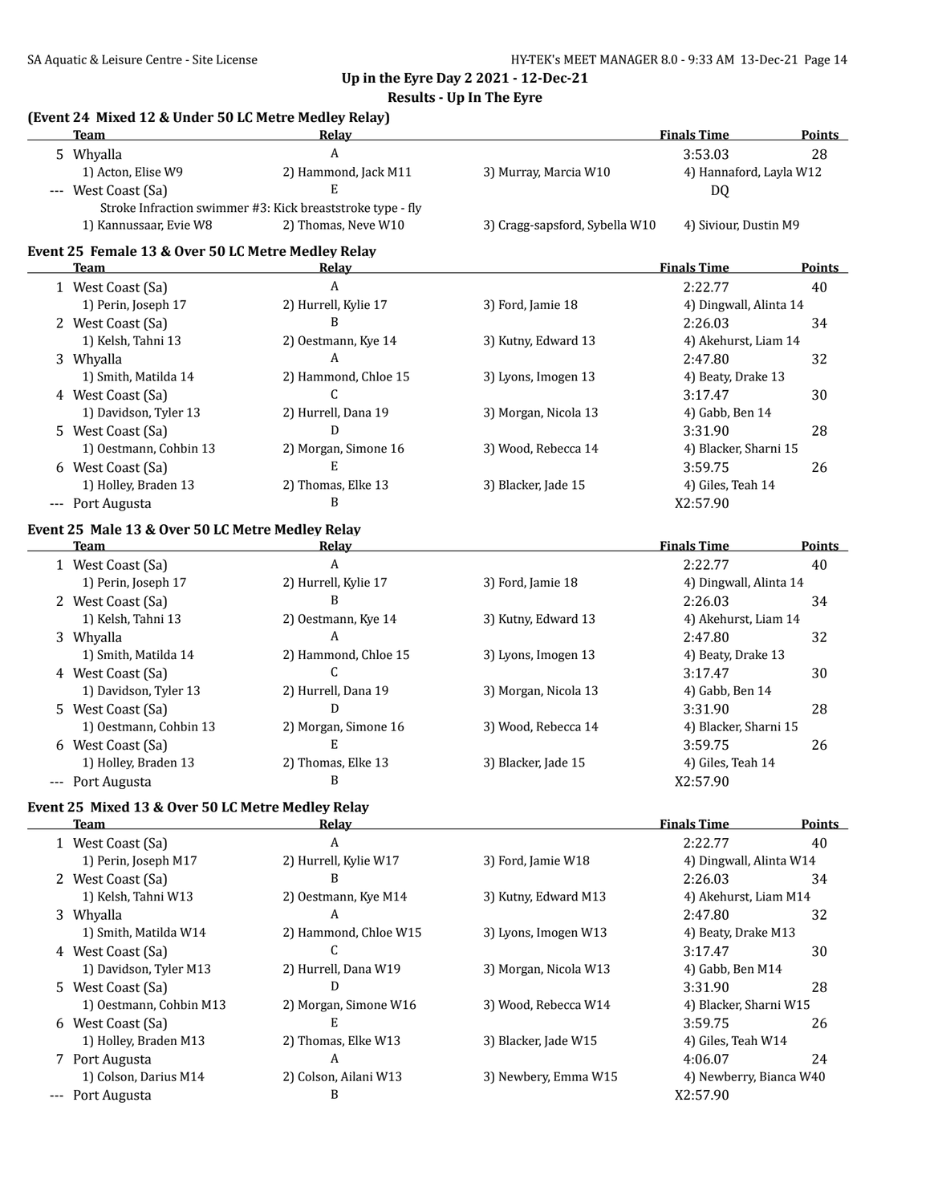## Up in the Eyre Day 2 2021 - 12-Dec-21

## Results - Up In The Eyre

### (Event 24 Mixed 12 & Under 50 LC Metre Medley Relay)

| | Team | Relay | Finals Time | Points |
|---|---|---|---|---|
| 5 | Whyalla | A | 3:53.03 | 28 |
| | 1) Acton, Elise W9 | 2) Hammond, Jack M11 | 3) Murray, Marcia W10 | 4) Hannaford, Layla W12 |
| --- | West Coast (Sa) | E | DQ | |
| | Stroke Infraction swimmer #3: Kick breaststroke type - fly | | | |
| | 1) Kannussaar, Evie W8 | 2) Thomas, Neve W10 | 3) Cragg-sapsford, Sybella W10 | 4) Siviour, Dustin M9 |

### Event 25 Female 13 & Over 50 LC Metre Medley Relay

| | Team | Relay | Finals Time | Points |
|---|---|---|---|---|
| 1 | West Coast (Sa) | A | 2:22.77 | 40 |
| | 1) Perin, Joseph 17 | 2) Hurrell, Kylie 17 | 3) Ford, Jamie 18 | 4) Dingwall, Alinta 14 |
| 2 | West Coast (Sa) | B | 2:26.03 | 34 |
| | 1) Kelsh, Tahni 13 | 2) Oestmann, Kye 14 | 3) Kutny, Edward 13 | 4) Akehurst, Liam 14 |
| 3 | Whyalla | A | 2:47.80 | 32 |
| | 1) Smith, Matilda 14 | 2) Hammond, Chloe 15 | 3) Lyons, Imogen 13 | 4) Beaty, Drake 13 |
| 4 | West Coast (Sa) | C | 3:17.47 | 30 |
| | 1) Davidson, Tyler 13 | 2) Hurrell, Dana 19 | 3) Morgan, Nicola 13 | 4) Gabb, Ben 14 |
| 5 | West Coast (Sa) | D | 3:31.90 | 28 |
| | 1) Oestmann, Cohbin 13 | 2) Morgan, Simone 16 | 3) Wood, Rebecca 14 | 4) Blacker, Sharni 15 |
| 6 | West Coast (Sa) | E | 3:59.75 | 26 |
| | 1) Holley, Braden 13 | 2) Thomas, Elke 13 | 3) Blacker, Jade 15 | 4) Giles, Teah 14 |
| --- | Port Augusta | B | X2:57.90 | |

### Event 25 Male 13 & Over 50 LC Metre Medley Relay

| | Team | Relay | Finals Time | Points |
|---|---|---|---|---|
| 1 | West Coast (Sa) | A | 2:22.77 | 40 |
| | 1) Perin, Joseph 17 | 2) Hurrell, Kylie 17 | 3) Ford, Jamie 18 | 4) Dingwall, Alinta 14 |
| 2 | West Coast (Sa) | B | 2:26.03 | 34 |
| | 1) Kelsh, Tahni 13 | 2) Oestmann, Kye 14 | 3) Kutny, Edward 13 | 4) Akehurst, Liam 14 |
| 3 | Whyalla | A | 2:47.80 | 32 |
| | 1) Smith, Matilda 14 | 2) Hammond, Chloe 15 | 3) Lyons, Imogen 13 | 4) Beaty, Drake 13 |
| 4 | West Coast (Sa) | C | 3:17.47 | 30 |
| | 1) Davidson, Tyler 13 | 2) Hurrell, Dana 19 | 3) Morgan, Nicola 13 | 4) Gabb, Ben 14 |
| 5 | West Coast (Sa) | D | 3:31.90 | 28 |
| | 1) Oestmann, Cohbin 13 | 2) Morgan, Simone 16 | 3) Wood, Rebecca 14 | 4) Blacker, Sharni 15 |
| 6 | West Coast (Sa) | E | 3:59.75 | 26 |
| | 1) Holley, Braden 13 | 2) Thomas, Elke 13 | 3) Blacker, Jade 15 | 4) Giles, Teah 14 |
| --- | Port Augusta | B | X2:57.90 | |

### Event 25 Mixed 13 & Over 50 LC Metre Medley Relay

| | Team | Relay | Finals Time | Points |
|---|---|---|---|---|
| 1 | West Coast (Sa) | A | 2:22.77 | 40 |
| | 1) Perin, Joseph M17 | 2) Hurrell, Kylie W17 | 3) Ford, Jamie W18 | 4) Dingwall, Alinta W14 |
| 2 | West Coast (Sa) | B | 2:26.03 | 34 |
| | 1) Kelsh, Tahni W13 | 2) Oestmann, Kye M14 | 3) Kutny, Edward M13 | 4) Akehurst, Liam M14 |
| 3 | Whyalla | A | 2:47.80 | 32 |
| | 1) Smith, Matilda W14 | 2) Hammond, Chloe W15 | 3) Lyons, Imogen W13 | 4) Beaty, Drake M13 |
| 4 | West Coast (Sa) | C | 3:17.47 | 30 |
| | 1) Davidson, Tyler M13 | 2) Hurrell, Dana W19 | 3) Morgan, Nicola W13 | 4) Gabb, Ben M14 |
| 5 | West Coast (Sa) | D | 3:31.90 | 28 |
| | 1) Oestmann, Cohbin M13 | 2) Morgan, Simone W16 | 3) Wood, Rebecca W14 | 4) Blacker, Sharni W15 |
| 6 | West Coast (Sa) | E | 3:59.75 | 26 |
| | 1) Holley, Braden M13 | 2) Thomas, Elke W13 | 3) Blacker, Jade W15 | 4) Giles, Teah W14 |
| 7 | Port Augusta | A | 4:06.07 | 24 |
| | 1) Colson, Darius M14 | 2) Colson, Ailani W13 | 3) Newbery, Emma W15 | 4) Newberry, Bianca W40 |
| --- | Port Augusta | B | X2:57.90 | |